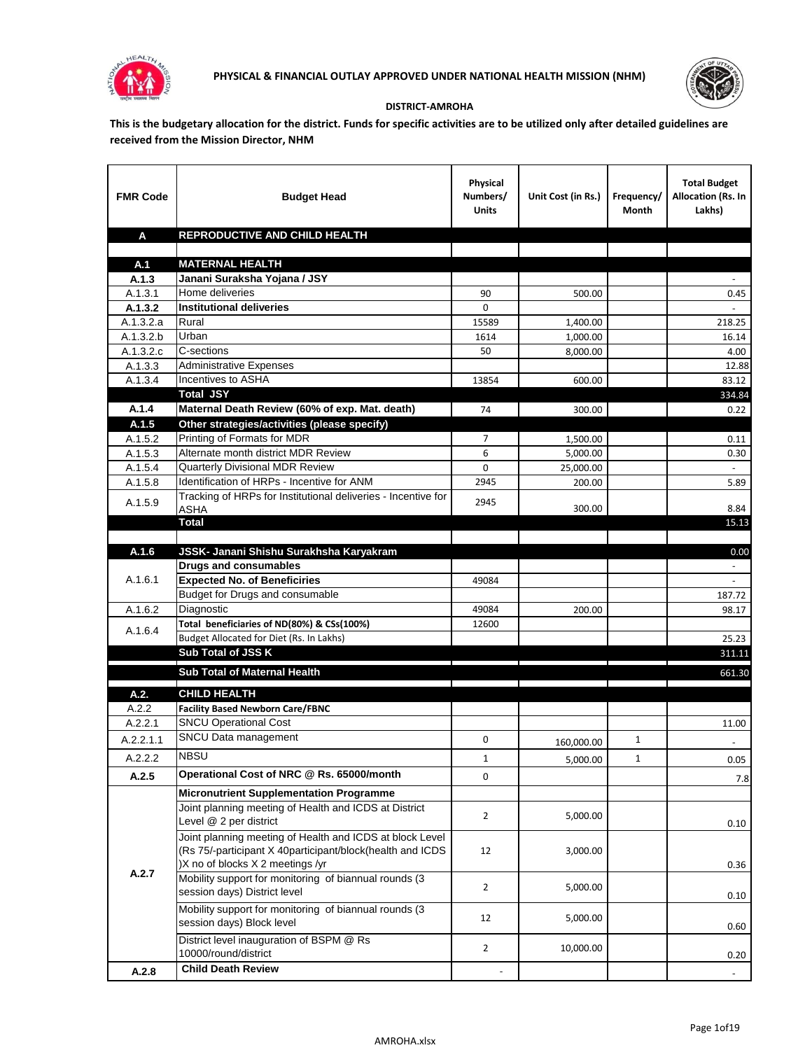**PHYSICAL & FINANCIAL OUTLAY APPROVED UNDER NATIONAL HEALTH MISSION (NHM)**

**DISTRICT-AMROHA**

**This is the budgetary allocation for the district. Funds for specific activities are to be utilized only after detailed guidelines are received from the Mission Director, NHM**

| FMR Code | Budget Head | Physical Numbers/ Units | Unit Cost (in Rs.) | Frequency/ Month | Total Budget Allocation (Rs. In Lakhs) |
|---|---|---|---|---|---|
| **A** | **REPRODUCTIVE AND CHILD HEALTH** | | | | |
| | | | | | |
| **A.1** | **MATERNAL HEALTH** | | | | |
| **A.1.3** | **Janani Suraksha Yojana / JSY** | | | | - |
| A.1.3.1 | Home deliveries | 90 | 500.00 | | 0.45 |
| **A.1.3.2** | **Institutional deliveries** | 0 | | | - |
| A.1.3.2.a | Rural | 15589 | 1,400.00 | | 218.25 |
| A.1.3.2.b | Urban | 1614 | 1,000.00 | | 16.14 |
| A.1.3.2.c | C-sections | 50 | 8,000.00 | | 4.00 |
| A.1.3.3 | Administrative Expenses | | | | 12.88 |
| A.1.3.4 | Incentives to ASHA | 13854 | 600.00 | | 83.12 |
| | **Total JSY** | | | | 334.84 |
| **A.1.4** | **Maternal Death Review (60% of exp. Mat. death)** | 74 | 300.00 | | 0.22 |
| **A.1.5** | **Other strategies/activities (please specify)** | | | | |
| A.1.5.2 | Printing of Formats for MDR | 7 | 1,500.00 | | 0.11 |
| A.1.5.3 | Alternate month district MDR Review | 6 | 5,000.00 | | 0.30 |
| A.1.5.4 | Quarterly Divisional MDR Review | 0 | 25,000.00 | | - |
| A.1.5.8 | Identification of HRPs - Incentive for ANM | 2945 | 200.00 | | 5.89 |
| A.1.5.9 | Tracking of HRPs for Institutional deliveries - Incentive for ASHA | 2945 | 300.00 | | 8.84 |
| | **Total** | | | | 15.13 |
| | | | | | |
| **A.1.6** | **JSSK- Janani Shishu Surakhsha Karyakram** | | | | 0.00 |
| A.1.6.1 | **Drugs and consumables** | | | | - |
| | **Expected No. of Beneficiries** | 49084 | | | - |
| | Budget for Drugs and consumable | | | | 187.72 |
| A.1.6.2 | Diagnostic | 49084 | 200.00 | | 98.17 |
| A.1.6.4 | **Total beneficiaries of ND(80%) & CSs(100%)** | 12600 | | | |
| | Budget Allocated for Diet (Rs. In Lakhs) | | | | 25.23 |
| | **Sub Total of JSS K** | | | | 311.11 |
| | **Sub Total of Maternal Health** | | | | 661.30 |
| **A.2.** | **CHILD HEALTH** | | | | |
| A.2.2 | **Facility Based Newborn Care/FBNC** | | | | |
| A.2.2.1 | SNCU Operational Cost | | | | 11.00 |
| A.2.2.1.1 | SNCU Data management | 0 | 160,000.00 | 1 | - |
| A.2.2.2 | NBSU | 1 | 5,000.00 | 1 | 0.05 |
| **A.2.5** | **Operational Cost of NRC @ Rs. 65000/month** | 0 | | | 7.8 |
| A.2.7 | **Micronutrient Supplementation Programme** | | | | |
| | Joint planning meeting of Health and ICDS at District Level @ 2 per district | 2 | 5,000.00 | | 0.10 |
| | Joint planning meeting of Health and ICDS at block Level (Rs 75/-participant X 40participant/block(health and ICDS )X no of blocks X 2 meetings /yr | 12 | 3,000.00 | | 0.36 |
| | Mobility support for monitoring of biannual rounds (3 session days) District level | 2 | 5,000.00 | | 0.10 |
| | Mobility support for monitoring of biannual rounds (3 session days) Block level | 12 | 5,000.00 | | 0.60 |
| | District level inauguration of BSPM @ Rs 10000/round/district | 2 | 10,000.00 | | 0.20 |
| **A.2.8** | **Child Death Review** | - | | | - |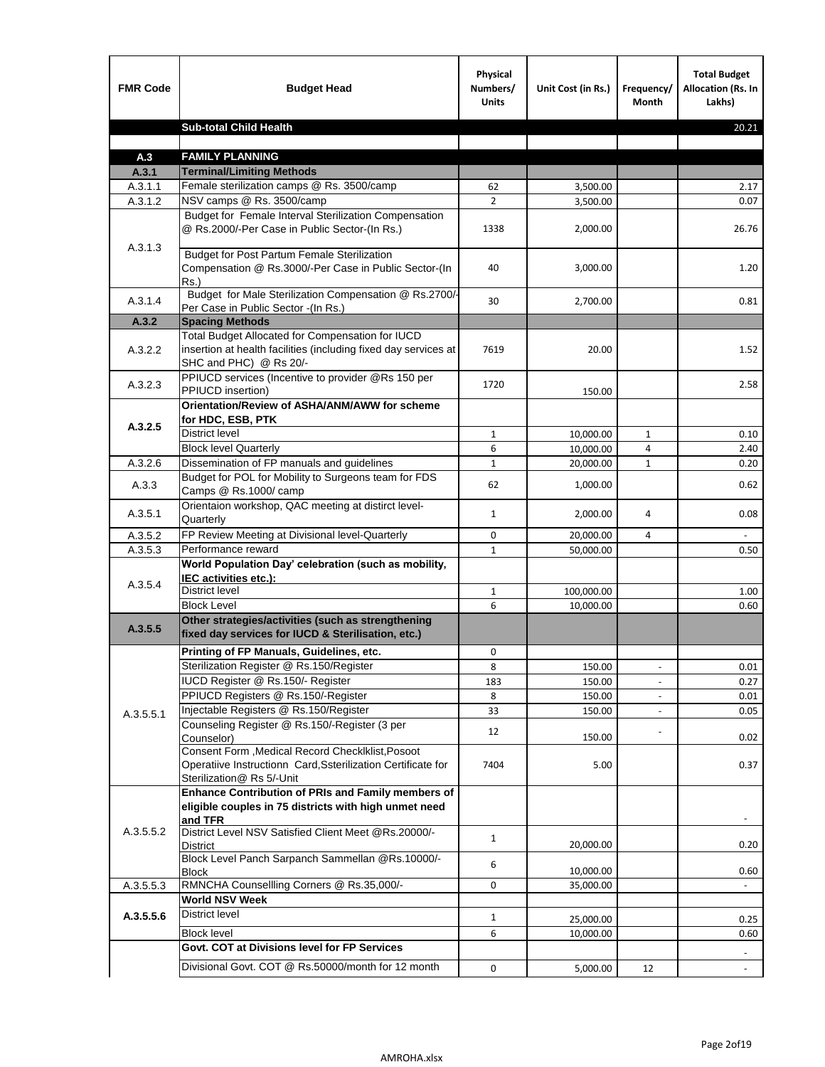| FMR Code | Budget Head | Physical Numbers/ Units | Unit Cost (in Rs.) | Frequency/ Month | Total Budget Allocation (Rs. In Lakhs) |
|---|---|---|---|---|---|
| | **Sub-total Child Health** | | | | 20.21 |
| | | | | | |
| **A.3** | **FAMILY PLANNING** | | | | |
| **A.3.1** | **Terminal/Limiting Methods** | | | | |
| A.3.1.1 | Female sterilization camps @ Rs. 3500/camp | 62 | 3,500.00 | | 2.17 |
| A.3.1.2 | NSV camps @ Rs. 3500/camp | 2 | 3,500.00 | | 0.07 |
| A.3.1.3 | Budget for Female Interval Sterilization Compensation @ Rs.2000/-Per Case in Public Sector-(In Rs.) | 1338 | 2,000.00 | | 26.76 |
| | Budget for Post Partum Female Sterilization Compensation @ Rs.3000/-Per Case in Public Sector-(In Rs.) | 40 | 3,000.00 | | 1.20 |
| A.3.1.4 | Budget for Male Sterilization Compensation @ Rs.2700/-Per Case in Public Sector -(In Rs.) | 30 | 2,700.00 | | 0.81 |
| **A.3.2** | **Spacing Methods** | | | | |
| A.3.2.2 | Total Budget Allocated for Compensation for IUCD insertion at health facilities (including fixed day services at SHC and PHC) @ Rs 20/- | 7619 | 20.00 | | 1.52 |
| A.3.2.3 | PPIUCD services (Incentive to provider @Rs 150 per PPIUCD insertion) | 1720 | 150.00 | | 2.58 |
| **A.3.2.5** | **Orientation/Review of ASHA/ANM/AWW for scheme for HDC, ESB, PTK** | | | | |
| | District level | 1 | 10,000.00 | 1 | 0.10 |
| | Block level Quarterly | 6 | 10,000.00 | 4 | 2.40 |
| A.3.2.6 | Dissemination of FP manuals and guidelines | 1 | 20,000.00 | 1 | 0.20 |
| A.3.3 | Budget for POL for Mobility to Surgeons team for FDS Camps @ Rs.1000/ camp | 62 | 1,000.00 | | 0.62 |
| A.3.5.1 | Orientaion workshop, QAC meeting at distirct level-Quarterly | 1 | 2,000.00 | 4 | 0.08 |
| A.3.5.2 | FP Review Meeting at Divisional level-Quarterly | 0 | 20,000.00 | 4 | - |
| A.3.5.3 | Performance reward | 1 | 50,000.00 | | 0.50 |
| A.3.5.4 | **World Population Day' celebration (such as mobility, IEC activities etc.):** | | | | |
| | District level | 1 | 100,000.00 | | 1.00 |
| | Block Level | 6 | 10,000.00 | | 0.60 |
| **A.3.5.5** | **Other strategies/activities (such as strengthening fixed day services for IUCD & Sterilisation, etc.)** | | | | |
| A.3.5.5.1 | **Printing of FP Manuals, Guidelines, etc.** | 0 | | | |
| | Sterilization Register @ Rs.150/Register | 8 | 150.00 | - | 0.01 |
| | IUCD Register @ Rs.150/- Register | 183 | 150.00 | - | 0.27 |
| | PPIUCD Registers @ Rs.150/-Register | 8 | 150.00 | - | 0.01 |
| | Injectable Registers @ Rs.150/Register | 33 | 150.00 | - | 0.05 |
| | Counseling Register @ Rs.150/-Register (3 per Counselor) | 12 | 150.00 | - | 0.02 |
| | Consent Form ,Medical Record Checklklist,Posoot Operatiive Instructionn Card,Ssterilization Certificate for Sterilization@ Rs 5/-Unit | 7404 | 5.00 | | 0.37 |
| A.3.5.5.2 | **Enhance Contribution of PRIs and Family members of eligible couples in 75 districts with high unmet need and TFR** | | | | - |
| | District Level NSV Satisfied Client Meet @Rs.20000/-District | 1 | 20,000.00 | | 0.20 |
| | Block Level Panch Sarpanch Sammellan @Rs.10000/-Block | 6 | 10,000.00 | | 0.60 |
| A.3.5.5.3 | RMNCHA Counsellling Corners @ Rs.35,000/- | 0 | 35,000.00 | | - |
| **A.3.5.5.6** | **World NSV Week** | | | | |
| | District level | 1 | 25,000.00 | | 0.25 |
| | Block level | 6 | 10,000.00 | | 0.60 |
| | **Govt. COT at Divisions level for FP Services** | | | | - |
| | Divisional Govt. COT @ Rs.50000/month for 12 month | 0 | 5,000.00 | 12 | - |

AMROHA.xlsx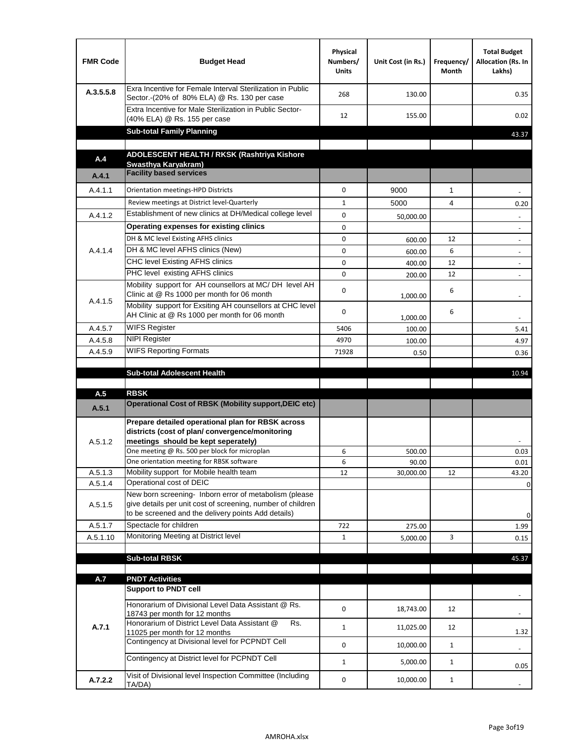| FMR Code | Budget Head | Physical Numbers/ Units | Unit Cost (in Rs.) | Frequency/ Month | Total Budget Allocation (Rs. In Lakhs) |
|---|---|---|---|---|---|
| A.3.5.5.8 | Exra Incentive for Female Interval Sterilization in Public Sector.-(20% of 80% ELA) @ Rs. 130 per case | 268 | 130.00 | | 0.35 |
| | Extra Incentive for Male Sterilization in Public Sector-(40% ELA) @ Rs. 155 per case | 12 | 155.00 | | 0.02 |
| | **Sub-total Family Planning** | | | | 43.37 |
| | | | | | |
| A.4 | **ADOLESCENT HEALTH / RKSK (Rashtriya Kishore Swasthya Karyakram)** | | | | |
| A.4.1 | **Facility based services** | | | | |
| A.4.1.1 | Orientation meetings-HPD Districts | 0 | 9000 | 1 | - |
| | Review meetings at District level-Quarterly | 1 | 5000 | 4 | 0.20 |
| A.4.1.2 | Establishment of new clinics at DH/Medical college level | 0 | 50,000.00 | | - |
| A.4.1.4 | **Operating expenses for existing clinics** | 0 | | | - |
| | DH & MC level Existing AFHS clinics | 0 | 600.00 | 12 | - |
| | DH & MC level AFHS clinics (New) | 0 | 600.00 | 6 | - |
| | CHC level Existing AFHS clinics | 0 | 400.00 | 12 | - |
| | PHC level existing AFHS clinics | 0 | 200.00 | 12 | - |
| A.4.1.5 | Mobility support for AH counsellors at MC/ DH level AH Clinic at @ Rs 1000 per month for 06 month | 0 | 1,000.00 | 6 | - |
| | Mobility support for Exsiting AH counsellors at CHC level AH Clinic at @ Rs 1000 per month for 06 month | 0 | 1,000.00 | 6 | - |
| A.4.5.7 | WIFS Register | 5406 | 100.00 | | 5.41 |
| A.4.5.8 | NIPI Register | 4970 | 100.00 | | 4.97 |
| A.4.5.9 | WIFS Reporting Formats | 71928 | 0.50 | | 0.36 |
| | | | | | |
| | **Sub-total Adolescent Health** | | | | 10.94 |
| | | | | | |
| A.5 | **RBSK** | | | | |
| A.5.1 | **Operational Cost of RBSK (Mobility support,DEIC etc)** | | | | |
| A.5.1.2 | **Prepare detailed operational plan for RBSK across districts (cost of plan/ convergence/monitoring meetings should be kept seperately)** | | | | - |
| | One meeting @ Rs. 500 per block for microplan | 6 | 500.00 | | 0.03 |
| | One orientation meeting for RBSK software | 6 | 90.00 | | 0.01 |
| A.5.1.3 | Mobility support for Mobile health team | 12 | 30,000.00 | 12 | 43.20 |
| A.5.1.4 | Operational cost of DEIC | | | | 0 |
| A.5.1.5 | New born screening- Inborn error of metabolism (please give details per unit cost of screening, number of children to be screened and the delivery points Add details) | | | | 0 |
| A.5.1.7 | Spectacle for children | 722 | 275.00 | | 1.99 |
| A.5.1.10 | Monitoring Meeting at District level | 1 | 5,000.00 | 3 | 0.15 |
| | | | | | |
| | **Sub-total RBSK** | | | | 45.37 |
| | | | | | |
| A.7 | **PNDT Activities** | | | | |
| A.7.1 | **Support to PNDT cell** | | | | - |
| | Honorarium of Divisional Level Data Assistant @ Rs. 18743 per month for 12 months | 0 | 18,743.00 | 12 | - |
| | Honorarium of District Level Data Assistant @ Rs. 11025 per month for 12 months | 1 | 11,025.00 | 12 | 1.32 |
| | Contingency at Divisional level for PCPNDT Cell | 0 | 10,000.00 | 1 | - |
| | Contingency at District level for PCPNDT Cell | 1 | 5,000.00 | 1 | 0.05 |
| A.7.2.2 | Visit of Divisional level Inspection Committee (Including TA/DA) | 0 | 10,000.00 | 1 | - |

AMROHA.xlsx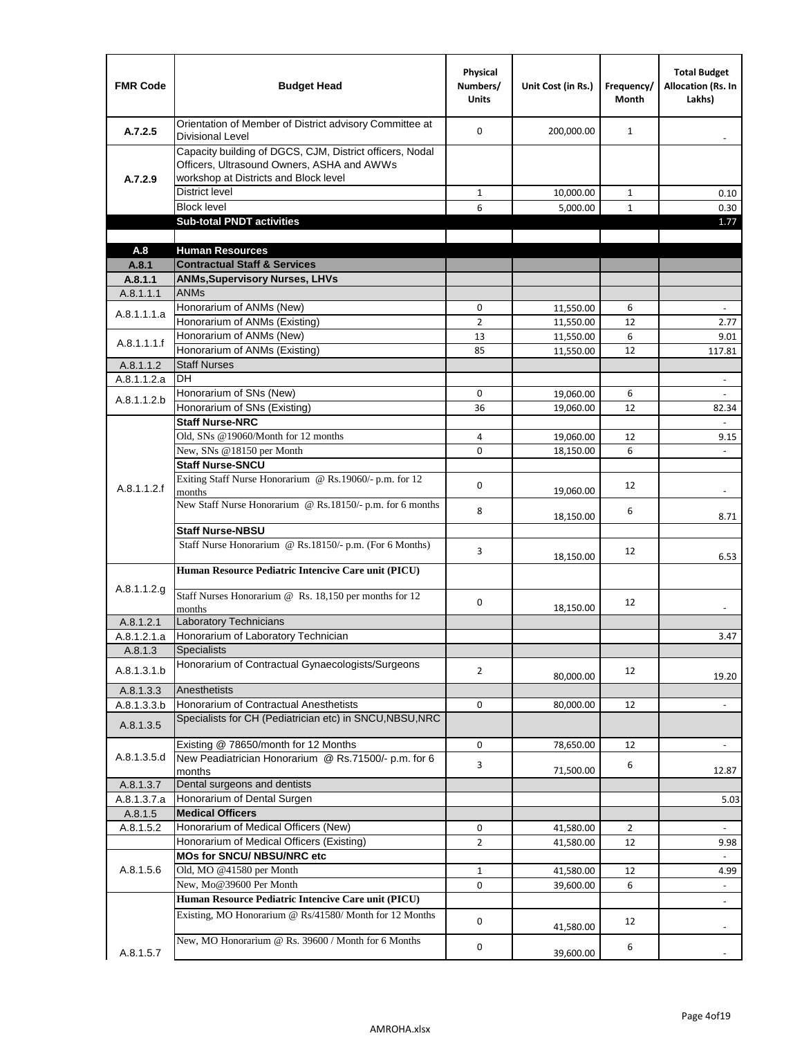| FMR Code | Budget Head | Physical Numbers/ Units | Unit Cost (in Rs.) | Frequency/ Month | Total Budget Allocation (Rs. In Lakhs) |
|---|---|---|---|---|---|
| A.7.2.5 | Orientation of Member of District advisory Committee at Divisional Level | 0 | 200,000.00 | 1 | - |
| A.7.2.9 | Capacity building of DGCS, CJM, District officers, Nodal Officers, Ultrasound Owners, ASHA and AWWs workshop at Districts and Block level | | | | |
| | District level | 1 | 10,000.00 | 1 | 0.10 |
| | Block level | 6 | 5,000.00 | 1 | 0.30 |
| | **Sub-total PNDT activities** | | | | 1.77 |
| | | | | | |
| **A.8** | **Human Resources** | | | | |
| **A.8.1** | **Contractual Staff & Services** | | | | |
| **A.8.1.1** | **ANMs,Supervisory Nurses, LHVs** | | | | |
| A.8.1.1.1 | ANMs | | | | |
| A.8.1.1.1.a | Honorarium of ANMs (New) | 0 | 11,550.00 | 6 | - |
| | Honorarium of ANMs (Existing) | 2 | 11,550.00 | 12 | 2.77 |
| A.8.1.1.1.f | Honorarium of ANMs (New) | 13 | 11,550.00 | 6 | 9.01 |
| | Honorarium of ANMs (Existing) | 85 | 11,550.00 | 12 | 117.81 |
| A.8.1.1.2 | Staff Nurses | | | | |
| A.8.1.1.2.a | DH | | | | - |
| A.8.1.1.2.b | Honorarium of SNs (New) | 0 | 19,060.00 | 6 | - |
| | Honorarium of SNs (Existing) | 36 | 19,060.00 | 12 | 82.34 |
| A.8.1.1.2.f | **Staff Nurse-NRC** | | | | - |
| | Old, SNs @19060/Month for 12 months | 4 | 19,060.00 | 12 | 9.15 |
| | New, SNs @18150 per Month | 0 | 18,150.00 | 6 | - |
| | **Staff Nurse-SNCU** | | | | |
| | Exiting Staff Nurse Honorarium @ Rs.19060/- p.m. for 12 months | 0 | 19,060.00 | 12 | - |
| | New Staff Nurse Honorarium @ Rs.18150/- p.m. for 6 months | 8 | 18,150.00 | 6 | 8.71 |
| | **Staff Nurse-NBSU** | | | | |
| | Staff Nurse Honorarium @ Rs.18150/- p.m. (For 6 Months) | 3 | 18,150.00 | 12 | 6.53 |
| A.8.1.1.2.g | **Human Resource Pediatric Intencive Care unit (PICU)** | | | | |
| | Staff Nurses Honorarium @ Rs. 18,150 per months for 12 months | 0 | 18,150.00 | 12 | - |
| A.8.1.2.1 | Laboratory Technicians | | | | |
| A.8.1.2.1.a | Honorarium of Laboratory Technician | | | | 3.47 |
| A.8.1.3 | Specialists | | | | |
| A.8.1.3.1.b | Honorarium of Contractual Gynaecologists/Surgeons | 2 | 80,000.00 | 12 | 19.20 |
| A.8.1.3.3 | Anesthetists | | | | |
| A.8.1.3.3.b | Honorarium of Contractual Anesthetists | 0 | 80,000.00 | 12 | - |
| A.8.1.3.5 | Specialists for CH (Pediatrician etc) in SNCU,NBSU,NRC | | | | |
| A.8.1.3.5.d | Existing @ 78650/month for 12 Months | 0 | 78,650.00 | 12 | - |
| | New Peadiatrician Honorarium @ Rs.71500/- p.m. for 6 months | 3 | 71,500.00 | 6 | 12.87 |
| A.8.1.3.7 | Dental surgeons and dentists | | | | |
| A.8.1.3.7.a | Honorarium of Dental Surgen | | | | 5.03 |
| A.8.1.5 | **Medical Officers** | | | | |
| A.8.1.5.2 | Honorarium of Medical Officers (New) | 0 | 41,580.00 | 2 | - |
| | Honorarium of Medical Officers (Existing) | 2 | 41,580.00 | 12 | 9.98 |
| A.8.1.5.6 | **MOs for SNCU/ NBSU/NRC etc** | | | | - |
| | Old, MO @41580 per Month | 1 | 41,580.00 | 12 | 4.99 |
| | New, Mo@39600 Per Month | 0 | 39,600.00 | 6 | - |
| A.8.1.5.7 | **Human Resource Pediatric Intencive Care unit (PICU)** | | | | - |
| | Existing, MO Honorarium @ Rs/41580/ Month for 12 Months | 0 | 41,580.00 | 12 | - |
| | New, MO Honorarium @ Rs. 39600 / Month for 6 Months | 0 | 39,600.00 | 6 | - |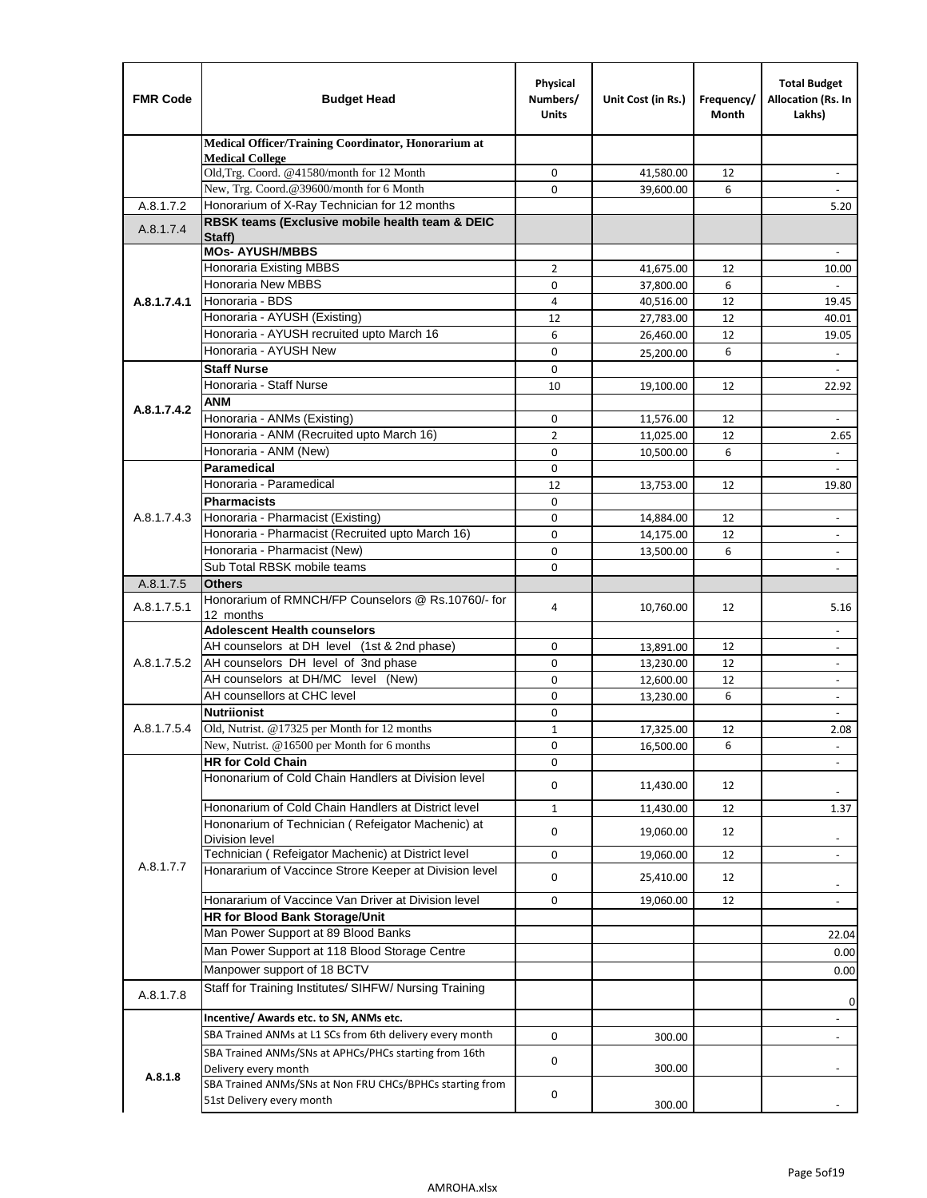| FMR Code | Budget Head | Physical Numbers/ Units | Unit Cost (in Rs.) | Frequency/ Month | Total Budget Allocation (Rs. In Lakhs) |
|---|---|---|---|---|---|
| | **Medical Officer/Training Coordinator, Honorarium at Medical College** | | | | |
| | Old,Trg. Coord. @41580/month for 12 Month | 0 | 41,580.00 | 12 | - |
| | New, Trg. Coord.@39600/month for 6 Month | 0 | 39,600.00 | 6 | - |
| A.8.1.7.2 | Honorarium of X-Ray Technician for 12 months | | | | 5.20 |
| A.8.1.7.4 | **RBSK teams (Exclusive mobile health team & DEIC Staff)** | | | | |
| A.8.1.7.4.1 | **MOs- AYUSH/MBBS** | | | | - |
| | Honoraria Existing MBBS | 2 | 41,675.00 | 12 | 10.00 |
| | Honoraria New MBBS | 0 | 37,800.00 | 6 | - |
| | Honoraria - BDS | 4 | 40,516.00 | 12 | 19.45 |
| | Honoraria - AYUSH (Existing) | 12 | 27,783.00 | 12 | 40.01 |
| | Honoraria - AYUSH recruited upto March 16 | 6 | 26,460.00 | 12 | 19.05 |
| | Honoraria - AYUSH New | 0 | 25,200.00 | 6 | - |
| A.8.1.7.4.2 | **Staff Nurse** | 0 | | | - |
| | Honoraria - Staff Nurse | 10 | 19,100.00 | 12 | 22.92 |
| | **ANM** | | | | |
| | Honoraria - ANMs (Existing) | 0 | 11,576.00 | 12 | - |
| | Honoraria - ANM (Recruited upto March 16) | 2 | 11,025.00 | 12 | 2.65 |
| | Honoraria - ANM (New) | 0 | 10,500.00 | 6 | - |
| A.8.1.7.4.3 | **Paramedical** | 0 | | | - |
| | Honoraria - Paramedical | 12 | 13,753.00 | 12 | 19.80 |
| | **Pharmacists** | 0 | | | |
| | Honoraria - Pharmacist (Existing) | 0 | 14,884.00 | 12 | - |
| | Honoraria - Pharmacist (Recruited upto March 16) | 0 | 14,175.00 | 12 | - |
| | Honoraria - Pharmacist (New) | 0 | 13,500.00 | 6 | - |
| | Sub Total RBSK mobile teams | 0 | | | - |
| A.8.1.7.5 | **Others** | | | | |
| A.8.1.7.5.1 | Honorarium of RMNCH/FP Counselors @ Rs.10760/- for 12 months | 4 | 10,760.00 | 12 | 5.16 |
| A.8.1.7.5.2 | **Adolescent Health counselors** | | | | - |
| | AH counselors at DH level (1st & 2nd phase) | 0 | 13,891.00 | 12 | - |
| | AH counselors DH level of 3nd phase | 0 | 13,230.00 | 12 | - |
| | AH counselors at DH/MC level (New) | 0 | 12,600.00 | 12 | - |
| | AH counsellors at CHC level | 0 | 13,230.00 | 6 | - |
| A.8.1.7.5.4 | **Nutriionist** | 0 | | | - |
| | Old, Nutrist. @17325 per Month for 12 months | 1 | 17,325.00 | 12 | 2.08 |
| | New, Nutrist. @16500 per Month for 6 months | 0 | 16,500.00 | 6 | - |
| A.8.1.7.7 | **HR for Cold Chain** | 0 | | | - |
| | Hononarium of Cold Chain Handlers at Division level | 0 | 11,430.00 | 12 | - |
| | Hononarium of Cold Chain Handlers at District level | 1 | 11,430.00 | 12 | 1.37 |
| | Hononarium of Technician ( Refeigator Machenic) at Division level | 0 | 19,060.00 | 12 | - |
| | Technician ( Refeigator Machenic) at District level | 0 | 19,060.00 | 12 | - |
| | Honararium of Vaccince Strore Keeper at Division level | 0 | 25,410.00 | 12 | - |
| | Honararium of Vaccince Van Driver at Division level | 0 | 19,060.00 | 12 | - |
| | **HR for Blood Bank Storage/Unit** | | | | |
| | Man Power Support at 89 Blood Banks | | | | 22.04 |
| | Man Power Support at 118 Blood Storage Centre | | | | 0.00 |
| | Manpower support of 18 BCTV | | | | 0.00 |
| A.8.1.7.8 | Staff for Training Institutes/ SIHFW/ Nursing Training | | | | 0 |
| A.8.1.8 | **Incentive/ Awards etc. to SN, ANMs etc.** | | | | - |
| | SBA Trained ANMs at L1 SCs from 6th delivery every month | 0 | 300.00 | | - |
| | SBA Trained ANMs/SNs at APHCs/PHCs starting from 16th Delivery every month | 0 | 300.00 | | - |
| | SBA Trained ANMs/SNs at Non FRU CHCs/BPHCs starting from 51st Delivery every month | 0 | 300.00 | | - |

AMROHA.xlsx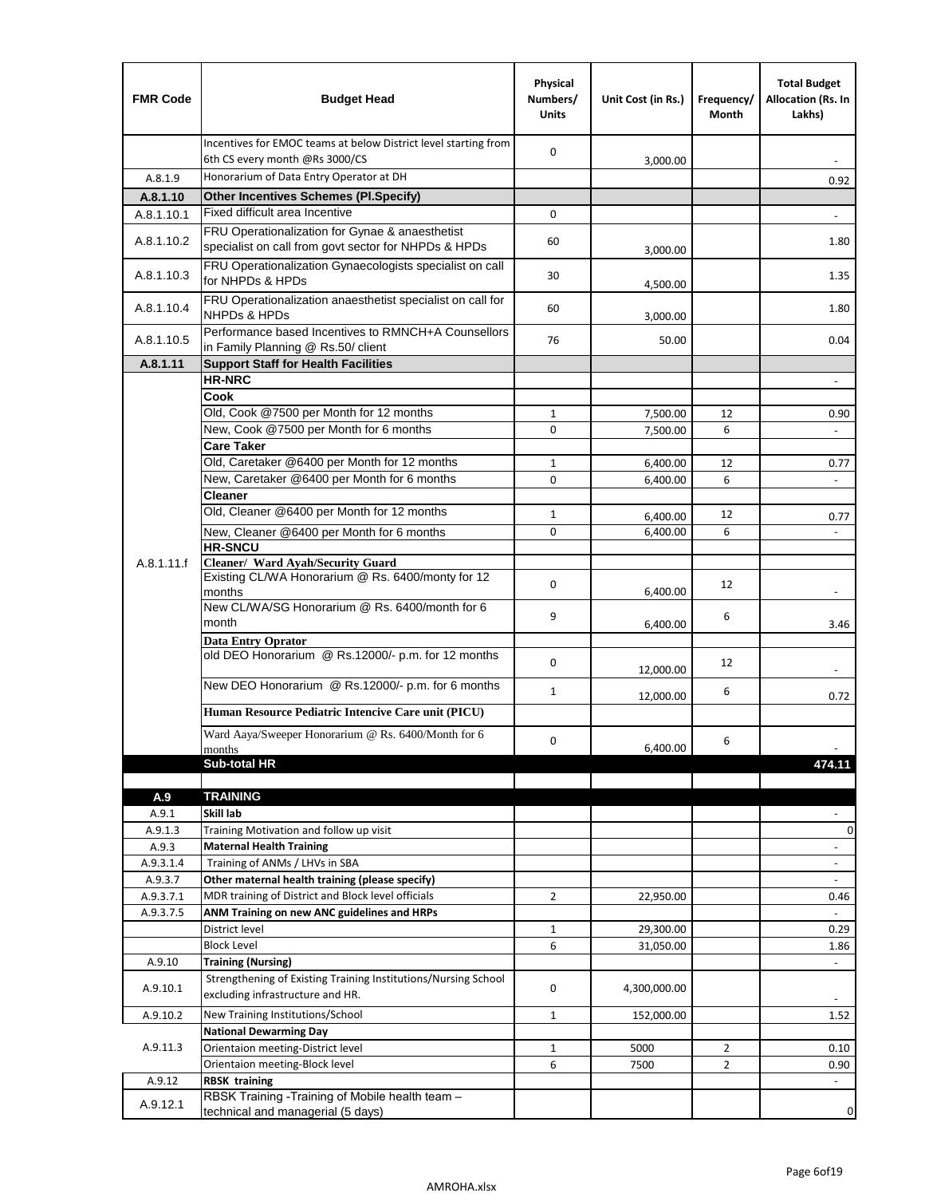| FMR Code | Budget Head | Physical Numbers/ Units | Unit Cost (in Rs.) | Frequency/ Month | Total Budget Allocation (Rs. In Lakhs) |
|---|---|---|---|---|---|
| | Incentives for EMOC teams at below District level starting from 6th CS every month @Rs 3000/CS | 0 | 3,000.00 | | - |
| A.8.1.9 | Honorarium of Data Entry Operator at DH | | | | 0.92 |
| **A.8.1.10** | **Other Incentives Schemes (Pl.Specify)** | | | | |
| A.8.1.10.1 | Fixed difficult area Incentive | 0 | | | - |
| A.8.1.10.2 | FRU Operationalization for Gynae & anaesthetist specialist on call from govt sector for NHPDs & HPDs | 60 | 3,000.00 | | 1.80 |
| A.8.1.10.3 | FRU Operationalization Gynaecologists specialist on call for NHPDs & HPDs | 30 | 4,500.00 | | 1.35 |
| A.8.1.10.4 | FRU Operationalization anaesthetist specialist on call for NHPDs & HPDs | 60 | 3,000.00 | | 1.80 |
| A.8.1.10.5 | Performance based Incentives to RMNCH+A Counsellors in Family Planning @ Rs.50/ client | 76 | 50.00 | | 0.04 |
| **A.8.1.11** | **Support Staff for Health Facilities** | | | | |
| A.8.1.11.f | **HR-NRC** | | | | - |
| | **Cook** | | | | |
| | Old, Cook @7500 per Month for 12 months | 1 | 7,500.00 | 12 | 0.90 |
| | New, Cook @7500 per Month for 6 months | 0 | 7,500.00 | 6 | - |
| | **Care Taker** | | | | |
| | Old, Caretaker @6400 per Month for 12 months | 1 | 6,400.00 | 12 | 0.77 |
| | New, Caretaker @6400 per Month for 6 months | 0 | 6,400.00 | 6 | - |
| | **Cleaner** | | | | |
| | Old, Cleaner @6400 per Month for 12 months | 1 | 6,400.00 | 12 | 0.77 |
| | New, Cleaner @6400 per Month for 6 months | 0 | 6,400.00 | 6 | - |
| | **HR-SNCU** | | | | |
| | **Cleaner/ Ward Ayah/Security Guard** | | | | |
| | Existing CL/WA Honorarium @ Rs. 6400/monty for 12 months | 0 | 6,400.00 | 12 | - |
| | New CL/WA/SG Honorarium @ Rs. 6400/month for 6 month | 9 | 6,400.00 | 6 | 3.46 |
| | **Data Entry Oprator** | | | | |
| | old DEO Honorarium @ Rs.12000/- p.m. for 12 months | 0 | 12,000.00 | 12 | - |
| | New DEO Honorarium @ Rs.12000/- p.m. for 6 months | 1 | 12,000.00 | 6 | 0.72 |
| | **Human Resource Pediatric Intencive Care unit (PICU)** | | | | |
| | Ward Aaya/Sweeper Honorarium @ Rs. 6400/Month for 6 months | 0 | 6,400.00 | 6 | - |
| | **Sub-total HR** | | | | **474.11** |
| | | | | | |
| **A.9** | **TRAINING** | | | | |
| A.9.1 | **Skill lab** | | | | - |
| A.9.1.3 | Training Motivation and follow up visit | | | | 0 |
| A.9.3 | **Maternal Health Training** | | | | - |
| A.9.3.1.4 | Training of ANMs / LHVs in SBA | | | | - |
| A.9.3.7 | **Other maternal health training (please specify)** | | | | - |
| A.9.3.7.1 | MDR training of District and Block level officials | 2 | 22,950.00 | | 0.46 |
| A.9.3.7.5 | **ANM Training on new ANC guidelines and HRPs** | | | | - |
| | District level | 1 | 29,300.00 | | 0.29 |
| | Block Level | 6 | 31,050.00 | | 1.86 |
| A.9.10 | **Training (Nursing)** | | | | - |
| A.9.10.1 | Strengthening of Existing Training Institutions/Nursing School excluding infrastructure and HR. | 0 | 4,300,000.00 | | - |
| A.9.10.2 | New Training Institutions/School | 1 | 152,000.00 | | 1.52 |
| A.9.11.3 | **National Dewarming Day** | | | | |
| | Orientaion meeting-District level | 1 | 5000 | 2 | 0.10 |
| | Orientaion meeting-Block level | 6 | 7500 | 2 | 0.90 |
| A.9.12 | **RBSK training** | | | | - |
| A.9.12.1 | RBSK Training -Training of Mobile health team – technical and managerial (5 days) | | | | 0 |

AMROHA.xlsx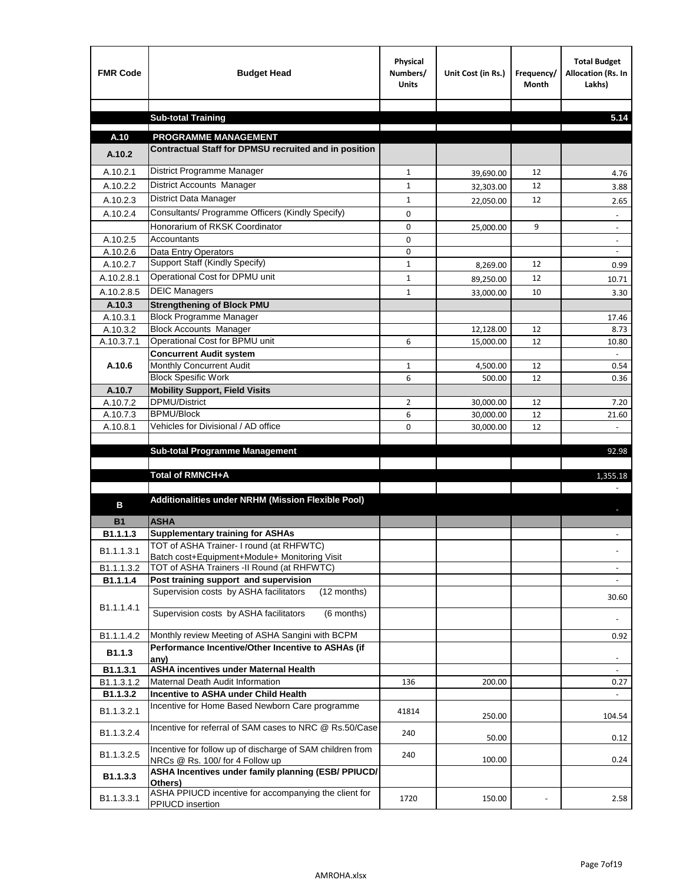| FMR Code | Budget Head | Physical Numbers/ Units | Unit Cost (in Rs.) | Frequency/ Month | Total Budget Allocation (Rs. In Lakhs) |
|---|---|---|---|---|---|
| | | | | | |
| | **Sub-total Training** | | | | **5.14** |
| **A.10** | **PROGRAMME MANAGEMENT** | | | | |
| **A.10.2** | **Contractual Staff for DPMSU recruited and in position** | | | | |
| A.10.2.1 | District Programme Manager | 1 | 39,690.00 | 12 | 4.76 |
| A.10.2.2 | District Accounts Manager | 1 | 32,303.00 | 12 | 3.88 |
| A.10.2.3 | District Data Manager | 1 | 22,050.00 | 12 | 2.65 |
| A.10.2.4 | Consultants/ Programme Officers (Kindly Specify) | 0 | | | - |
| | Honorarium of RKSK Coordinator | 0 | 25,000.00 | 9 | - |
| A.10.2.5 | Accountants | 0 | | | - |
| A.10.2.6 | Data Entry Operators | 0 | | | - |
| A.10.2.7 | Support Staff (Kindly Specify) | 1 | 8,269.00 | 12 | 0.99 |
| A.10.2.8.1 | Operational Cost for DPMU unit | 1 | 89,250.00 | 12 | 10.71 |
| A.10.2.8.5 | DEIC Managers | 1 | 33,000.00 | 10 | 3.30 |
| **A.10.3** | **Strengthening of Block PMU** | | | | |
| A.10.3.1 | Block Programme Manager | | | | 17.46 |
| A.10.3.2 | Block Accounts Manager | | 12,128.00 | 12 | 8.73 |
| A.10.3.7.1 | Operational Cost for BPMU unit | 6 | 15,000.00 | 12 | 10.80 |
| **A.10.6** | **Concurrent Audit system** | | | | - |
| | Monthly Concurrent Audit | 1 | 4,500.00 | 12 | 0.54 |
| | Block Spesific Work | 6 | 500.00 | 12 | 0.36 |
| **A.10.7** | **Mobility Support, Field Visits** | | | | |
| A.10.7.2 | DPMU/District | 2 | 30,000.00 | 12 | 7.20 |
| A.10.7.3 | BPMU/Block | 6 | 30,000.00 | 12 | 21.60 |
| A.10.8.1 | Vehicles for Divisional / AD office | 0 | 30,000.00 | 12 | - |
| | | | | | |
| | **Sub-total Programme Management** | | | | 92.98 |
| | | | | | |
| | **Total of RMNCH+A** | | | | 1,355.18 |
| | | | | | - |
| **B** | **Additionalities under NRHM (Mission Flexible Pool)** | | | | - |
| **B1** | **ASHA** | | | | |
| **B1.1.1.3** | **Supplementary training for ASHAs** | | | | - |
| B1.1.1.3.1 | TOT of ASHA Trainer- I round (at RHFWTC) Batch cost+Equipment+Module+ Monitoring Visit | | | | - |
| B1.1.1.3.2 | TOT of ASHA Trainers -II Round (at RHFWTC) | | | | - |
| **B1.1.1.4** | **Post training support and supervision** | | | | - |
| B1.1.1.4.1 | Supervision costs by ASHA facilitators (12 months) | | | | 30.60 |
| | Supervision costs by ASHA facilitators (6 months) | | | | - |
| B1.1.1.4.2 | Monthly review Meeting of ASHA Sangini with BCPM | | | | 0.92 |
| **B1.1.3** | **Performance Incentive/Other Incentive to ASHAs (if any)** | | | | - |
| **B1.1.3.1** | **ASHA incentives under Maternal Health** | | | | - |
| B1.1.3.1.2 | Maternal Death Audit Information | 136 | 200.00 | | 0.27 |
| **B1.1.3.2** | **Incentive to ASHA under Child Health** | | | | - |
| B1.1.3.2.1 | Incentive for Home Based Newborn Care programme | 41814 | 250.00 | | 104.54 |
| B1.1.3.2.4 | Incentive for referral of SAM cases to NRC @ Rs.50/Case | 240 | 50.00 | | 0.12 |
| B1.1.3.2.5 | Incentive for follow up of discharge of SAM children from NRCs @ Rs. 100/ for 4 Follow up | 240 | 100.00 | | 0.24 |
| **B1.1.3.3** | **ASHA Incentives under family planning (ESB/ PPIUCD/ Others)** | | | | |
| B1.1.3.3.1 | ASHA PPIUCD incentive for accompanying the client for PPIUCD insertion | 1720 | 150.00 | - | 2.58 |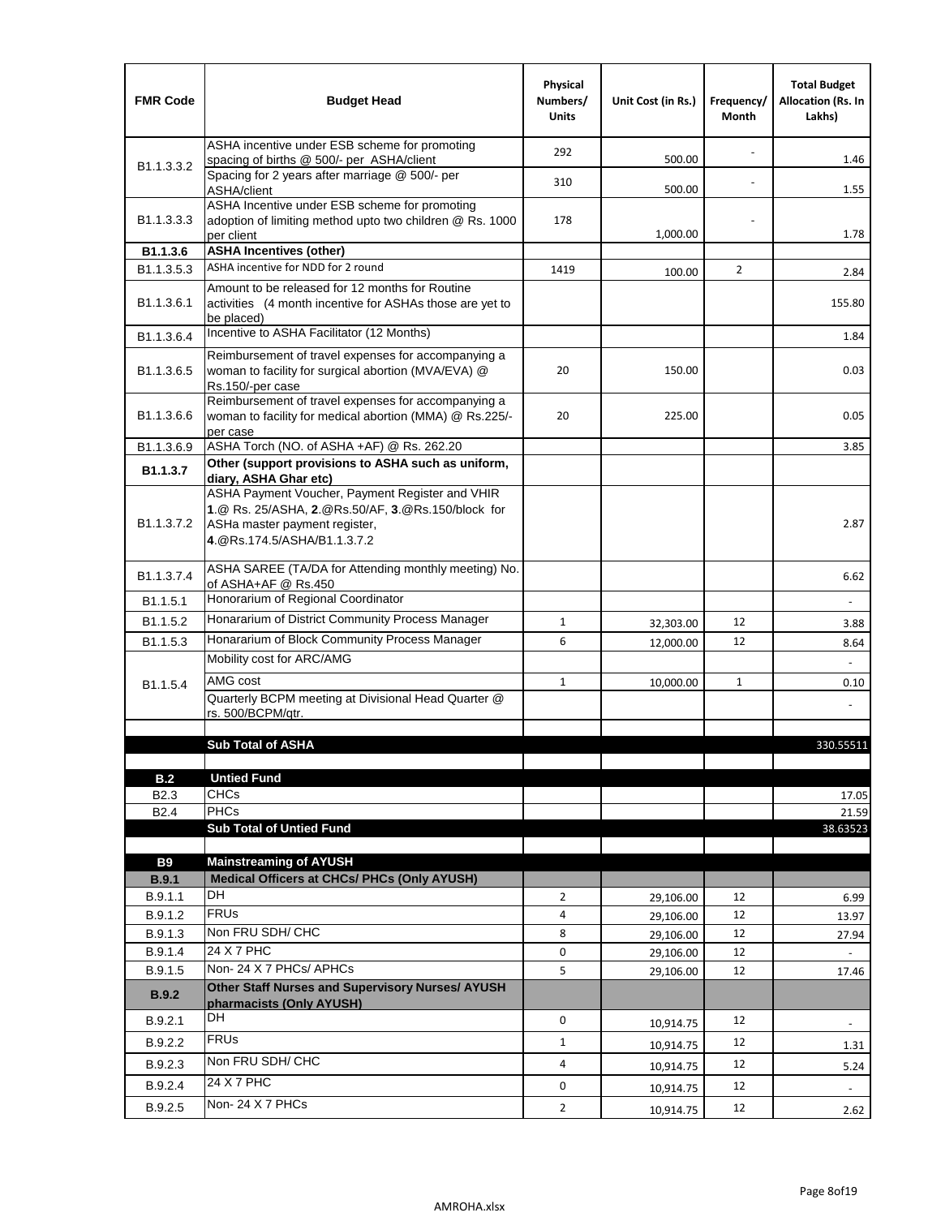| FMR Code | Budget Head | Physical Numbers/ Units | Unit Cost (in Rs.) | Frequency/ Month | Total Budget Allocation (Rs. In Lakhs) |
|---|---|---|---|---|---|
| B1.1.3.3.2 | ASHA incentive under ESB scheme for promoting spacing of births @ 500/- per ASHA/client | 292 | 500.00 | - | 1.46 |
| | Spacing for 2 years after marriage @ 500/- per ASHA/client | 310 | 500.00 | - | 1.55 |
| B1.1.3.3.3 | ASHA Incentive under ESB scheme for promoting adoption of limiting method upto two children @ Rs. 1000 per client | 178 | 1,000.00 | - | 1.78 |
| **B1.1.3.6** | **ASHA Incentives (other)** | | | | |
| B1.1.3.5.3 | ASHA incentive for NDD for 2 round | 1419 | 100.00 | 2 | 2.84 |
| B1.1.3.6.1 | Amount to be released for 12 months for Routine activities (4 month incentive for ASHAs those are yet to be placed) | | | | 155.80 |
| B1.1.3.6.4 | Incentive to ASHA Facilitator (12 Months) | | | | 1.84 |
| B1.1.3.6.5 | Reimbursement of travel expenses for accompanying a woman to facility for surgical abortion (MVA/EVA) @ Rs.150/-per case | 20 | 150.00 | | 0.03 |
| B1.1.3.6.6 | Reimbursement of travel expenses for accompanying a woman to facility for medical abortion (MMA) @ Rs.225/- per case | 20 | 225.00 | | 0.05 |
| B1.1.3.6.9 | ASHA Torch (NO. of ASHA +AF) @ Rs. 262.20 | | | | 3.85 |
| **B1.1.3.7** | **Other (support provisions to ASHA such as uniform, diary, ASHA Ghar etc)** | | | | |
| B1.1.3.7.2 | ASHA Payment Voucher, Payment Register and VHIR **1**.@ Rs. 25/ASHA, **2**.@Rs.50/AF, **3**.@Rs.150/block for ASHa master payment register, **4**.@Rs.174.5/ASHA/B1.1.3.7.2 | | | | 2.87 |
| B1.1.3.7.4 | ASHA SAREE (TA/DA for Attending monthly meeting) No. of ASHA+AF @ Rs.450 | | | | 6.62 |
| B1.1.5.1 | Honorarium of Regional Coordinator | | | | - |
| B1.1.5.2 | Honararium of District Community Process Manager | 1 | 32,303.00 | 12 | 3.88 |
| B1.1.5.3 | Honararium of Block Community Process Manager | 6 | 12,000.00 | 12 | 8.64 |
| B1.1.5.4 | Mobility cost for ARC/AMG | | | | - |
| | AMG cost | 1 | 10,000.00 | 1 | 0.10 |
| | Quarterly BCPM meeting at Divisional Head Quarter @ rs. 500/BCPM/qtr. | | | | - |
| | | | | | |
| | **Sub Total of ASHA** | | | | 330.55511 |
| | | | | | |
| **B.2** | **Untied Fund** | | | | |
| B2.3 | CHCs | | | | 17.05 |
| B2.4 | PHCs | | | | 21.59 |
| | **Sub Total of Untied Fund** | | | | 38.63523 |
| | | | | | |
| **B9** | **Mainstreaming of AYUSH** | | | | |
| **B.9.1** | **Medical Officers at CHCs/ PHCs (Only AYUSH)** | | | | |
| B.9.1.1 | DH | 2 | 29,106.00 | 12 | 6.99 |
| B.9.1.2 | FRUs | 4 | 29,106.00 | 12 | 13.97 |
| B.9.1.3 | Non FRU SDH/ CHC | 8 | 29,106.00 | 12 | 27.94 |
| B.9.1.4 | 24 X 7 PHC | 0 | 29,106.00 | 12 | - |
| B.9.1.5 | Non- 24 X 7 PHCs/ APHCs | 5 | 29,106.00 | 12 | 17.46 |
| **B.9.2** | **Other Staff Nurses and Supervisory Nurses/ AYUSH pharmacists (Only AYUSH)** | | | | |
| B.9.2.1 | DH | 0 | 10,914.75 | 12 | - |
| B.9.2.2 | FRUs | 1 | 10,914.75 | 12 | 1.31 |
| B.9.2.3 | Non FRU SDH/ CHC | 4 | 10,914.75 | 12 | 5.24 |
| B.9.2.4 | 24 X 7 PHC | 0 | 10,914.75 | 12 | - |
| B.9.2.5 | Non- 24 X 7 PHCs | 2 | 10,914.75 | 12 | 2.62 |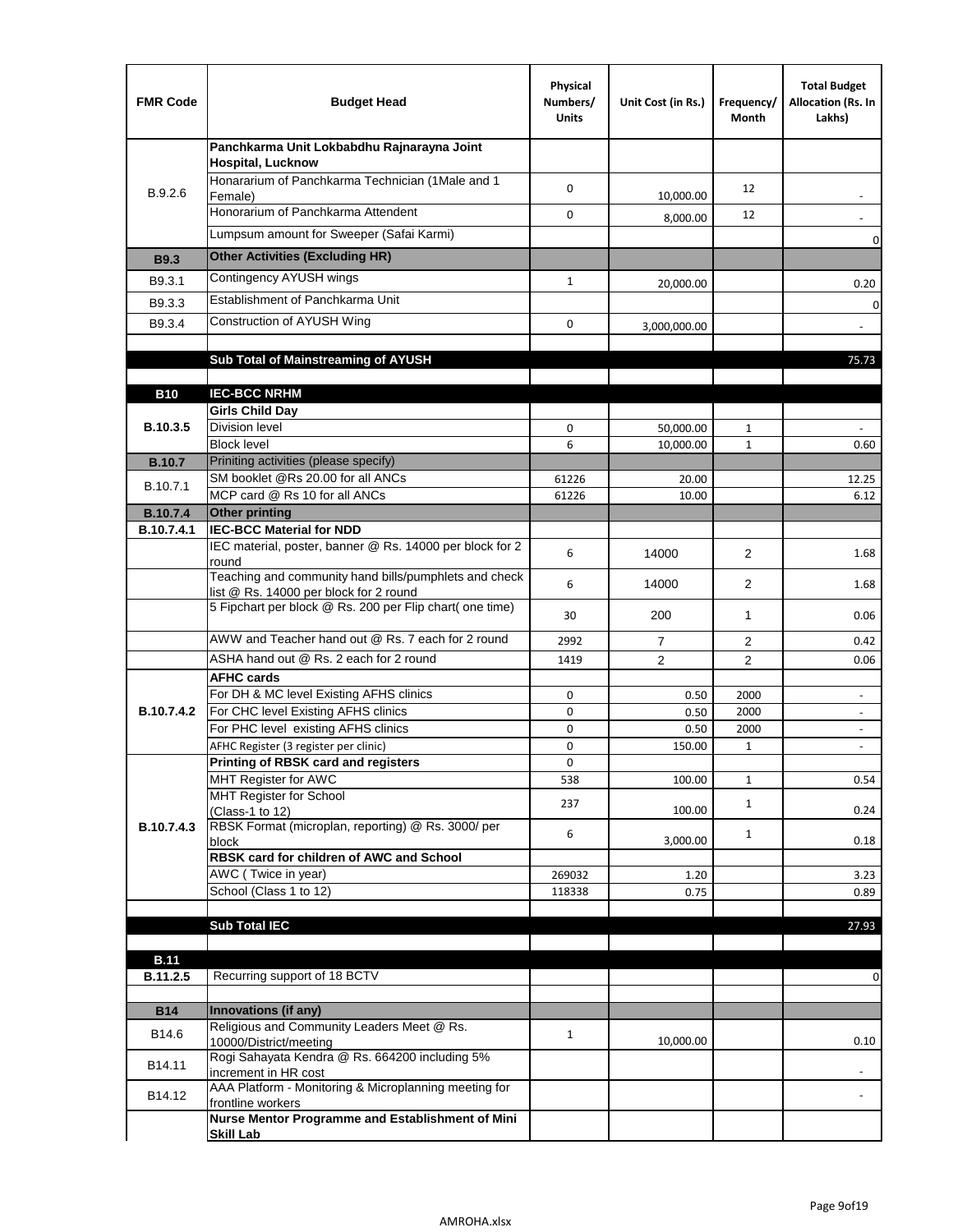| FMR Code | Budget Head | Physical Numbers/ Units | Unit Cost (in Rs.) | Frequency/ Month | Total Budget Allocation (Rs. In Lakhs) |
|---|---|---|---|---|---|
| B.9.2.6 | **Panchkarma Unit Lokbabdhu Rajnarayna Joint Hospital, Lucknow** | | | | |
| | Honararium of Panchkarma Technician (1Male and 1 Female) | 0 | 10,000.00 | 12 | - |
| | Honorarium of Panchkarma Attendent | 0 | 8,000.00 | 12 | - |
| | Lumpsum amount for Sweeper (Safai Karmi) | | | | 0 |
| **B9.3** | **Other Activities (Excluding HR)** | | | | |
| B9.3.1 | Contingency AYUSH wings | 1 | 20,000.00 | | 0.20 |
| B9.3.3 | Establishment of Panchkarma Unit | | | | 0 |
| B9.3.4 | Construction of AYUSH Wing | 0 | 3,000,000.00 | | - |
| | | | | | |
| | **Sub Total of Mainstreaming of AYUSH** | | | | 75.73 |
| | | | | | |
| **B10** | **IEC-BCC NRHM** | | | | |
| **B.10.3.5** | **Girls Child Day** | | | | |
| | Division level | 0 | 50,000.00 | 1 | - |
| | Block level | 6 | 10,000.00 | 1 | 0.60 |
| **B.10.7** | Priniting activities (please specify) | | | | |
| B.10.7.1 | SM booklet @Rs 20.00 for all ANCs | 61226 | 20.00 | | 12.25 |
| | MCP card @ Rs 10 for all ANCs | 61226 | 10.00 | | 6.12 |
| **B.10.7.4** | **Other printing** | | | | |
| **B.10.7.4.1** | **IEC-BCC Material for NDD** | | | | |
| | IEC material, poster, banner @ Rs. 14000 per block for 2 round | 6 | 14000 | 2 | 1.68 |
| | Teaching and community hand bills/pumphlets and check list @ Rs. 14000 per block for 2 round | 6 | 14000 | 2 | 1.68 |
| | 5 Fipchart per block @ Rs. 200 per Flip chart( one time) | 30 | 200 | 1 | 0.06 |
| | AWW and Teacher hand out @ Rs. 7 each for 2 round | 2992 | 7 | 2 | 0.42 |
| | ASHA hand out @ Rs. 2 each for 2 round | 1419 | 2 | 2 | 0.06 |
| **B.10.7.4.2** | **AFHC cards** | | | | |
| | For DH & MC level Existing AFHS clinics | 0 | 0.50 | 2000 | - |
| | For CHC level Existing AFHS clinics | 0 | 0.50 | 2000 | - |
| | For PHC level existing AFHS clinics | 0 | 0.50 | 2000 | - |
| | AFHC Register (3 register per clinic) | 0 | 150.00 | 1 | - |
| **B.10.7.4.3** | **Printing of RBSK card and registers** | 0 | | | |
| | MHT Register for AWC | 538 | 100.00 | 1 | 0.54 |
| | MHT Register for School (Class-1 to 12) | 237 | 100.00 | 1 | 0.24 |
| | RBSK Format (microplan, reporting) @ Rs. 3000/ per block | 6 | 3,000.00 | 1 | 0.18 |
| | **RBSK card for children of AWC and School** | | | | |
| | AWC ( Twice in year) | 269032 | 1.20 | | 3.23 |
| | School (Class 1 to 12) | 118338 | 0.75 | | 0.89 |
| | | | | | |
| | **Sub Total IEC** | | | | 27.93 |
| | | | | | |
| **B.11** | | | | | |
| **B.11.2.5** | Recurring support of 18 BCTV | | | | 0 |
| | | | | | |
| **B14** | **Innovations (if any)** | | | | |
| B14.6 | Religious and Community Leaders Meet @ Rs. 10000/District/meeting | 1 | 10,000.00 | | 0.10 |
| B14.11 | Rogi Sahayata Kendra @ Rs. 664200 including 5% increment in HR cost | | | | - |
| B14.12 | AAA Platform - Monitoring & Microplanning meeting for frontline workers | | | | - |
| | **Nurse Mentor Programme and Establishment of Mini Skill Lab** | | | | |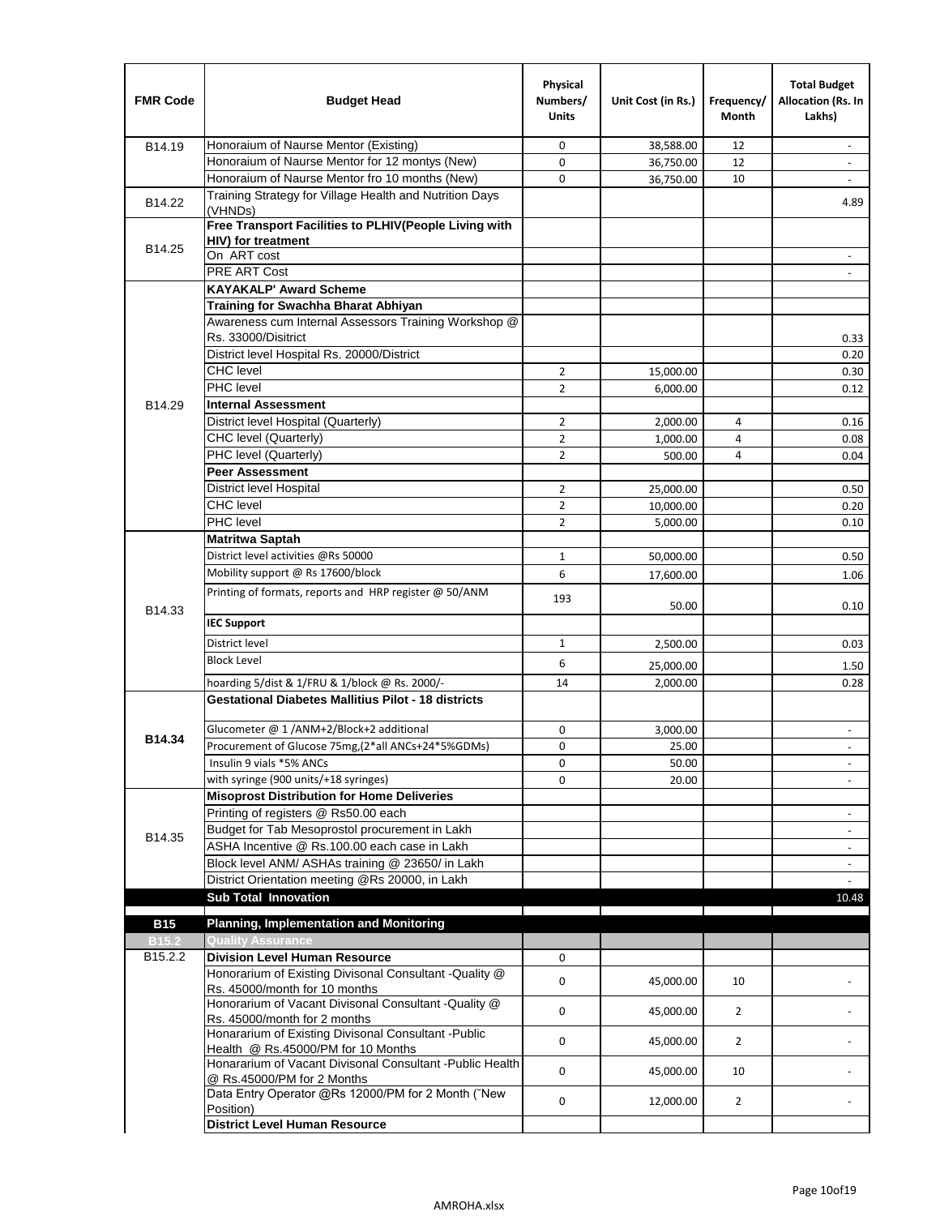| FMR Code | Budget Head | Physical Numbers/ Units | Unit Cost (in Rs.) | Frequency/ Month | Total Budget Allocation (Rs. In Lakhs) |
|---|---|---|---|---|---|
| B14.19 | Honoraium of Naurse Mentor (Existing) | 0 | 38,588.00 | 12 | - |
| | Honoraium of Naurse Mentor for 12 montys (New) | 0 | 36,750.00 | 12 | - |
| | Honoraium of Naurse Mentor fro 10 months (New) | 0 | 36,750.00 | 10 | - |
| B14.22 | Training Strategy for Village Health and Nutrition Days (VHNDs) | | | | 4.89 |
| B14.25 | **Free Transport Facilities to PLHIV(People Living with HIV) for treatment** | | | | |
| | On ART cost | | | | - |
| | PRE ART Cost | | | | - |
| B14.29 | **KAYAKALP' Award Scheme** | | | | |
| | **Training for Swachha Bharat Abhiyan** | | | | |
| | Awareness cum Internal Assessors Training Workshop @ Rs. 33000/Disitrict | | | | 0.33 |
| | District level Hospital Rs. 20000/District | | | | 0.20 |
| | CHC level | 2 | 15,000.00 | | 0.30 |
| | PHC level | 2 | 6,000.00 | | 0.12 |
| | **Internal Assessment** | | | | |
| | District level Hospital (Quarterly) | 2 | 2,000.00 | 4 | 0.16 |
| | CHC level (Quarterly) | 2 | 1,000.00 | 4 | 0.08 |
| | PHC level (Quarterly) | 2 | 500.00 | 4 | 0.04 |
| | **Peer Assessment** | | | | |
| | District level Hospital | 2 | 25,000.00 | | 0.50 |
| | CHC level | 2 | 10,000.00 | | 0.20 |
| | PHC level | 2 | 5,000.00 | | 0.10 |
| B14.33 | **Matritwa Saptah** | | | | |
| | District level activities @Rs 50000 | 1 | 50,000.00 | | 0.50 |
| | Mobility support @ Rs 17600/block | 6 | 17,600.00 | | 1.06 |
| | Printing of formats, reports and HRP register @ 50/ANM | 193 | 50.00 | | 0.10 |
| | **IEC Support** | | | | |
| | District level | 1 | 2,500.00 | | 0.03 |
| | Block Level | 6 | 25,000.00 | | 1.50 |
| | hoarding 5/dist & 1/FRU & 1/block @ Rs. 2000/- | 14 | 2,000.00 | | 0.28 |
| **B14.34** | **Gestational Diabetes Mallitius Pilot - 18 districts** | | | | |
| | Glucometer @ 1 /ANM+2/Block+2 additional | 0 | 3,000.00 | | - |
| | Procurement of Glucose 75mg,(2*all ANCs+24*5%GDMs) | 0 | 25.00 | | - |
| | Insulin 9 vials *5% ANCs | 0 | 50.00 | | - |
| | with syringe (900 units/+18 syringes) | 0 | 20.00 | | - |
| B14.35 | **Misoprost Distribution for Home Deliveries** | | | | |
| | Printing of registers @ Rs50.00 each | | | | - |
| | Budget for Tab Mesoprostol procurement in Lakh | | | | - |
| | ASHA Incentive @ Rs.100.00 each case in Lakh | | | | - |
| | Block level ANM/ ASHAs training @ 23650/ in Lakh | | | | - |
| | District Orientation meeting @Rs 20000, in Lakh | | | | - |
| | **Sub Total Innovation** | | | | 10.48 |
| **B15** | **Planning, Implementation and Monitoring** | | | | |
| **B15.2** | **Quality Assurance** | | | | |
| B15.2.2 | **Division Level Human Resource** | 0 | | | |
| | Honorarium of Existing Divisonal Consultant -Quality @ Rs. 45000/month for 10 months | 0 | 45,000.00 | 10 | - |
| | Honorarium of Vacant Divisonal Consultant -Quality @ Rs. 45000/month for 2 months | 0 | 45,000.00 | 2 | - |
| | Honararium of Existing Divisonal Consultant -Public Health @ Rs.45000/PM for 10 Months | 0 | 45,000.00 | 2 | - |
| | Honararium of Vacant Divisonal Consultant -Public Health @ Rs.45000/PM for 2 Months | 0 | 45,000.00 | 10 | - |
| | Data Entry Operator @Rs 12000/PM for 2 Month (˜New Position) | 0 | 12,000.00 | 2 | - |
| | **District Level Human Resource** | | | | |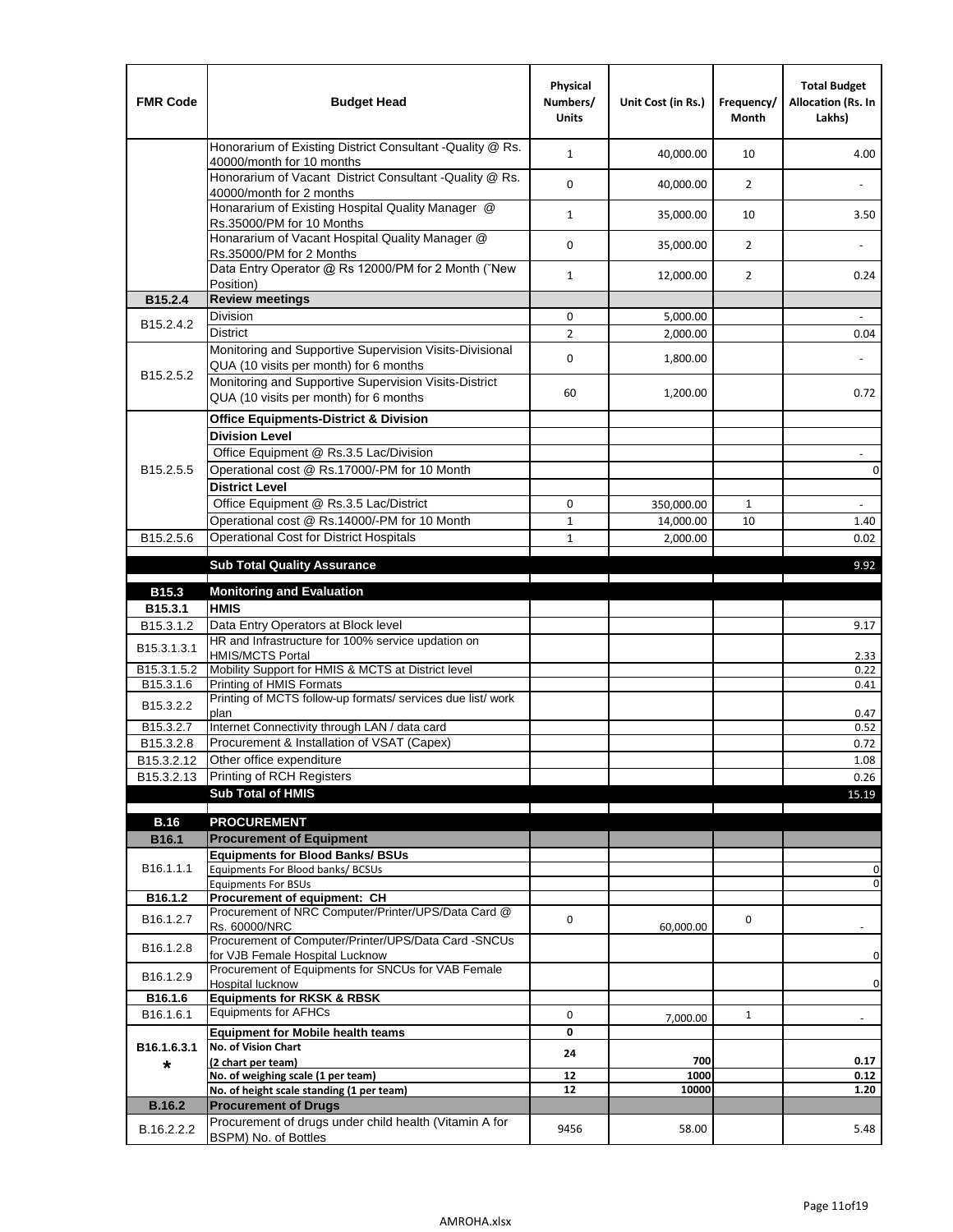| FMR Code | Budget Head | Physical Numbers/ Units | Unit Cost (in Rs.) | Frequency/ Month | Total Budget Allocation (Rs. In Lakhs) |
|---|---|---|---|---|---|
| | Honorarium of Existing District Consultant -Quality @ Rs. 40000/month for 10 months | 1 | 40,000.00 | 10 | 4.00 |
| | Honorarium of Vacant District Consultant -Quality @ Rs. 40000/month for 2 months | 0 | 40,000.00 | 2 | - |
| | Honararium of Existing Hospital Quality Manager @ Rs.35000/PM for 10 Months | 1 | 35,000.00 | 10 | 3.50 |
| | Honararium of Vacant Hospital Quality Manager @ Rs.35000/PM for 2 Months | 0 | 35,000.00 | 2 | - |
| | Data Entry Operator @ Rs 12000/PM for 2 Month (˜New Position) | 1 | 12,000.00 | 2 | 0.24 |
| **B15.2.4** | **Review meetings** | | | | |
| B15.2.4.2 | Division | 0 | 5,000.00 | | - |
| | District | 2 | 2,000.00 | | 0.04 |
| B15.2.5.2 | Monitoring and Supportive Supervision Visits-Divisional QUA (10 visits per month) for 6 months | 0 | 1,800.00 | | - |
| | Monitoring and Supportive Supervision Visits-District QUA (10 visits per month) for 6 months | 60 | 1,200.00 | | 0.72 |
| B15.2.5.5 | **Office Equipments-District & Division** | | | | |
| | **Division Level** | | | | |
| | Office Equipment @ Rs.3.5 Lac/Division | | | | - |
| | Operational cost @ Rs.17000/-PM for 10 Month | | | | 0 |
| | **District Level** | | | | |
| | Office Equipment @ Rs.3.5 Lac/District | 0 | 350,000.00 | 1 | - |
| | Operational cost @ Rs.14000/-PM for 10 Month | 1 | 14,000.00 | 10 | 1.40 |
| B15.2.5.6 | Operational Cost for District Hospitals | 1 | 2,000.00 | | 0.02 |
| | **Sub Total Quality Assurance** | | | | 9.92 |
| **B15.3** | **Monitoring and Evaluation** | | | | |
| **B15.3.1** | **HMIS** | | | | |
| B15.3.1.2 | Data Entry Operators at Block level | | | | 9.17 |
| B15.3.1.3.1 | HR and Infrastructure for 100% service updation on HMIS/MCTS Portal | | | | 2.33 |
| B15.3.1.5.2 | Mobility Support for HMIS & MCTS at District level | | | | 0.22 |
| B15.3.1.6 | Printing of HMIS Formats | | | | 0.41 |
| B15.3.2.2 | Printing of MCTS follow-up formats/ services due list/ work plan | | | | 0.47 |
| B15.3.2.7 | Internet Connectivity through LAN / data card | | | | 0.52 |
| B15.3.2.8 | Procurement & Installation of VSAT (Capex) | | | | 0.72 |
| B15.3.2.12 | Other office expenditure | | | | 1.08 |
| B15.3.2.13 | Printing of RCH Registers | | | | 0.26 |
| | **Sub Total of HMIS** | | | | 15.19 |
| **B.16** | **PROCUREMENT** | | | | |
| **B16.1** | **Procurement of Equipment** | | | | |
| B16.1.1.1 | **Equipments for Blood Banks/ BSUs** | | | | |
| | Equipments For Blood banks/ BCSUs | | | | 0 |
| | Equipments For BSUs | | | | 0 |
| **B16.1.2** | **Procurement of equipment: CH** | | | | |
| B16.1.2.7 | Procurement of NRC Computer/Printer/UPS/Data Card @ Rs. 60000/NRC | 0 | 60,000.00 | 0 | - |
| B16.1.2.8 | Procurement of Computer/Printer/UPS/Data Card -SNCUs for VJB Female Hospital Lucknow | | | | 0 |
| B16.1.2.9 | Procurement of Equipments for SNCUs for VAB Female Hospital lucknow | | | | 0 |
| **B16.1.6** | **Equipments for RKSK & RBSK** | | | | |
| B16.1.6.1 | Equipments for AFHCs | 0 | 7,000.00 | 1 | - |
| B16.1.6.3.1 * | **Equipment for Mobile health teams** | 0 | | | |
| | **No. of Vision Chart (2 chart per team)** | 24 | 700 | | 0.17 |
| | **No. of weighing scale (1 per team)** | 12 | 1000 | | 0.12 |
| | **No. of height scale standing (1 per team)** | 12 | 10000 | | 1.20 |
| **B.16.2** | **Procurement of Drugs** | | | | |
| B.16.2.2.2 | Procurement of drugs under child health (Vitamin A for BSPM) No. of Bottles | 9456 | 58.00 | | 5.48 |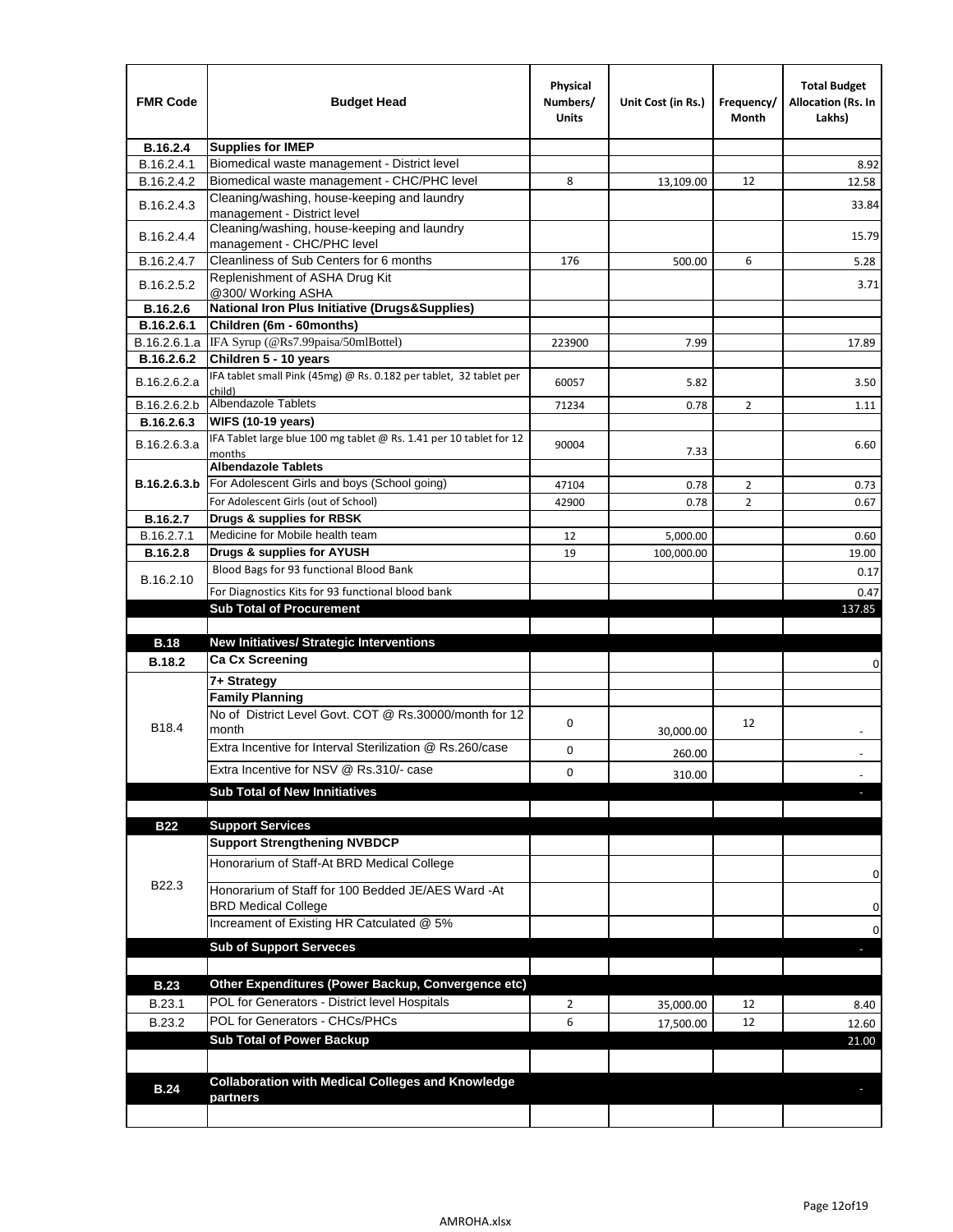| FMR Code | Budget Head | Physical Numbers/ Units | Unit Cost (in Rs.) | Frequency/ Month | Total Budget Allocation (Rs. In Lakhs) |
|---|---|---|---|---|---|
| **B.16.2.4** | **Supplies for IMEP** | | | | |
| B.16.2.4.1 | Biomedical waste management - District level | | | | 8.92 |
| B.16.2.4.2 | Biomedical waste management - CHC/PHC level | 8 | 13,109.00 | 12 | 12.58 |
| B.16.2.4.3 | Cleaning/washing, house-keeping and laundry management - District level | | | | 33.84 |
| B.16.2.4.4 | Cleaning/washing, house-keeping and laundry management - CHC/PHC level | | | | 15.79 |
| B.16.2.4.7 | Cleanliness of Sub Centers for 6 months | 176 | 500.00 | 6 | 5.28 |
| B.16.2.5.2 | Replenishment of ASHA Drug Kit @300/ Working ASHA | | | | 3.71 |
| **B.16.2.6** | **National Iron Plus Initiative (Drugs&Supplies)** | | | | |
| **B.16.2.6.1** | **Children (6m - 60months)** | | | | |
| B.16.2.6.1.a | IFA Syrup (@Rs7.99paisa/50mlBottel) | 223900 | 7.99 | | 17.89 |
| **B.16.2.6.2** | **Children 5 - 10 years** | | | | |
| B.16.2.6.2.a | IFA tablet small Pink (45mg) @ Rs. 0.182 per tablet, 32 tablet per child) | 60057 | 5.82 | | 3.50 |
| B.16.2.6.2.b | Albendazole Tablets | 71234 | 0.78 | 2 | 1.11 |
| **B.16.2.6.3** | **WIFS (10-19 years)** | | | | |
| B.16.2.6.3.a | IFA Tablet large blue 100 mg tablet @ Rs. 1.41 per 10 tablet for 12 months | 90004 | 7.33 | | 6.60 |
| **B.16.2.6.3.b** | **Albendazole Tablets** | | | | |
| | For Adolescent Girls and boys (School going) | 47104 | 0.78 | 2 | 0.73 |
| | For Adolescent Girls (out of School) | 42900 | 0.78 | 2 | 0.67 |
| **B.16.2.7** | **Drugs & supplies for RBSK** | | | | |
| B.16.2.7.1 | Medicine for Mobile health team | 12 | 5,000.00 | | 0.60 |
| **B.16.2.8** | **Drugs & supplies for AYUSH** | 19 | 100,000.00 | | 19.00 |
| B.16.2.10 | Blood Bags for 93 functional Blood Bank | | | | 0.17 |
| | For Diagnostics Kits for 93 functional blood bank | | | | 0.47 |
| | **Sub Total of Procurement** | | | | 137.85 |
| | | | | | |
| **B.18** | **New Initiatives/ Strategic Interventions** | | | | |
| **B.18.2** | **Ca Cx Screening** | | | | 0 |
| B18.4 | **7+ Strategy** | | | | |
| | **Family Planning** | | | | |
| | No of District Level Govt. COT @ Rs.30000/month for 12 month | 0 | 30,000.00 | 12 | - |
| | Extra Incentive for Interval Sterilization @ Rs.260/case | 0 | 260.00 | | - |
| | Extra Incentive for NSV @ Rs.310/- case | 0 | 310.00 | | - |
| | **Sub Total of New Innitiatives** | | | | - |
| | | | | | |
| **B22** | **Support Services** | | | | |
| B22.3 | **Support Strengthening NVBDCP** | | | | |
| | Honorarium of Staff-At BRD Medical College | | | | 0 |
| | Honorarium of Staff for 100 Bedded JE/AES Ward -At BRD Medical College | | | | 0 |
| | Increament of Existing HR Catculated @ 5% | | | | 0 |
| | **Sub of Support Serveces** | | | | - |
| | | | | | |
| **B.23** | **Other Expenditures (Power Backup, Convergence etc)** | | | | |
| B.23.1 | POL for Generators - District level Hospitals | 2 | 35,000.00 | 12 | 8.40 |
| B.23.2 | POL for Generators - CHCs/PHCs | 6 | 17,500.00 | 12 | 12.60 |
| | **Sub Total of Power Backup** | | | | 21.00 |
| | | | | | |
| **B.24** | **Collaboration with Medical Colleges and Knowledge partners** | | | | - |
| | | | | | |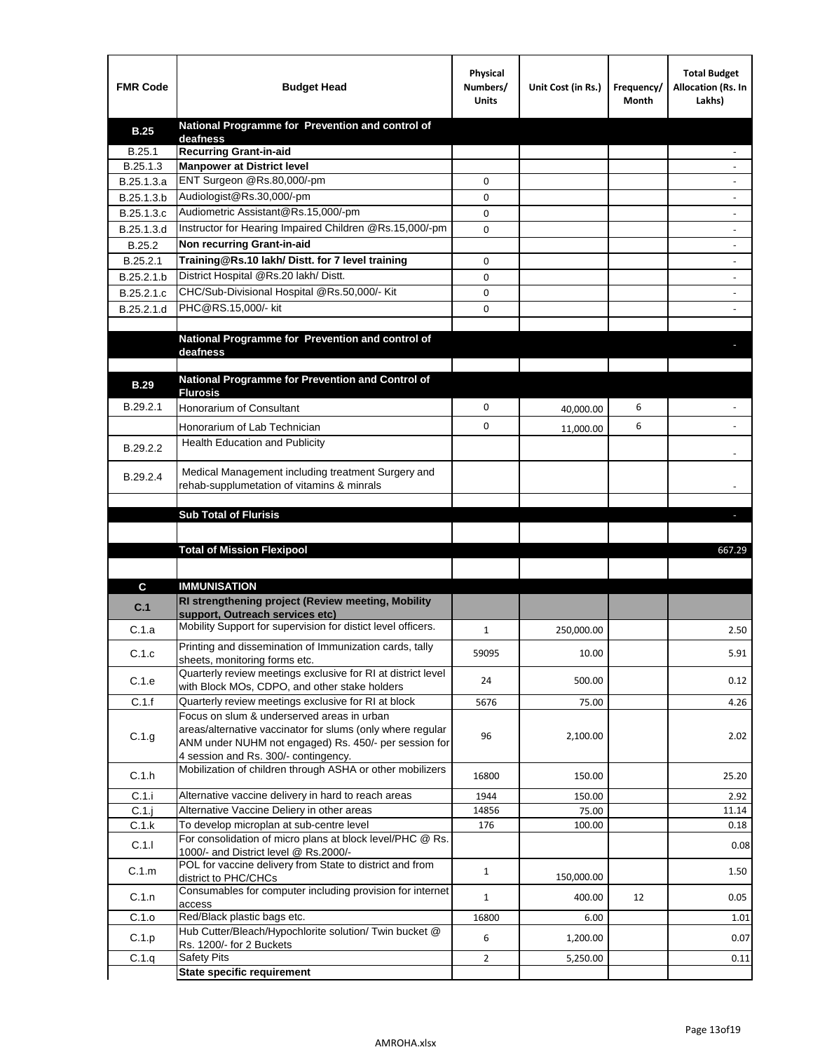| FMR Code | Budget Head | Physical Numbers/ Units | Unit Cost (in Rs.) | Frequency/ Month | Total Budget Allocation (Rs. In Lakhs) |
|---|---|---|---|---|---|
| **B.25** | **National Programme for Prevention and control of deafness** | | | | |
| B.25.1 | **Recurring Grant-in-aid** | | | | - |
| B.25.1.3 | **Manpower at District level** | | | | - |
| B.25.1.3.a | ENT Surgeon @Rs.80,000/-pm | 0 | | | - |
| B.25.1.3.b | Audiologist@Rs.30,000/-pm | 0 | | | - |
| B.25.1.3.c | Audiometric Assistant@Rs.15,000/-pm | 0 | | | - |
| B.25.1.3.d | Instructor for Hearing Impaired Children @Rs.15,000/-pm | 0 | | | - |
| B.25.2 | **Non recurring Grant-in-aid** | | | | - |
| B.25.2.1 | **Training@Rs.10 lakh/ Distt. for 7 level training** | 0 | | | - |
| B.25.2.1.b | District Hospital @Rs.20 lakh/ Distt. | 0 | | | - |
| B.25.2.1.c | CHC/Sub-Divisional Hospital @Rs.50,000/- Kit | 0 | | | - |
| B.25.2.1.d | PHC@RS.15,000/- kit | 0 | | | - |
| | | | | | |
| | **National Programme for Prevention and control of deafness** | | | | - |
| | | | | | |
| **B.29** | **National Programme for Prevention and Control of Flurosis** | | | | |
| B.29.2.1 | Honorarium of Consultant | 0 | 40,000.00 | 6 | - |
| | Honorarium of Lab Technician | 0 | 11,000.00 | 6 | - |
| B.29.2.2 | Health Education and Publicity | | | | - |
| B.29.2.4 | Medical Management including treatment Surgery and rehab-supplumetation of vitamins & minrals | | | | - |
| | | | | | |
| | **Sub Total of Flurisis** | | | | - |
| | | | | | |
| | **Total of Mission Flexipool** | | | | 667.29 |
| | | | | | |
| **C** | **IMMUNISATION** | | | | |
| **C.1** | **RI strengthening project (Review meeting, Mobility support, Outreach services etc)** | | | | |
| C.1.a | Mobility Support for supervision for distict level officers. | 1 | 250,000.00 | | 2.50 |
| C.1.c | Printing and dissemination of Immunization cards, tally sheets, monitoring forms etc. | 59095 | 10.00 | | 5.91 |
| C.1.e | Quarterly review meetings exclusive for RI at district level with Block MOs, CDPO, and other stake holders | 24 | 500.00 | | 0.12 |
| C.1.f | Quarterly review meetings exclusive for RI at block | 5676 | 75.00 | | 4.26 |
| C.1.g | Focus on slum & underserved areas in urban areas/alternative vaccinator for slums (only where regular ANM under NUHM not engaged) Rs. 450/- per session for 4 session and Rs. 300/- contingency. | 96 | 2,100.00 | | 2.02 |
| C.1.h | Mobilization of children through ASHA or other mobilizers | 16800 | 150.00 | | 25.20 |
| C.1.i | Alternative vaccine delivery in hard to reach areas | 1944 | 150.00 | | 2.92 |
| C.1.j | Alternative Vaccine Deliery in other areas | 14856 | 75.00 | | 11.14 |
| C.1.k | To develop microplan at sub-centre level | 176 | 100.00 | | 0.18 |
| C.1.l | For consolidation of micro plans at block level/PHC @ Rs. 1000/- and District level @ Rs.2000/- | | | | 0.08 |
| C.1.m | POL for vaccine delivery from State to district and from district to PHC/CHCs | 1 | 150,000.00 | | 1.50 |
| C.1.n | Consumables for computer including provision for internet access | 1 | 400.00 | 12 | 0.05 |
| C.1.o | Red/Black plastic bags etc. | 16800 | 6.00 | | 1.01 |
| C.1.p | Hub Cutter/Bleach/Hypochlorite solution/ Twin bucket @ Rs. 1200/- for 2 Buckets | 6 | 1,200.00 | | 0.07 |
| C.1.q | Safety Pits | 2 | 5,250.00 | | 0.11 |
| | **State specific requirement** | | | | |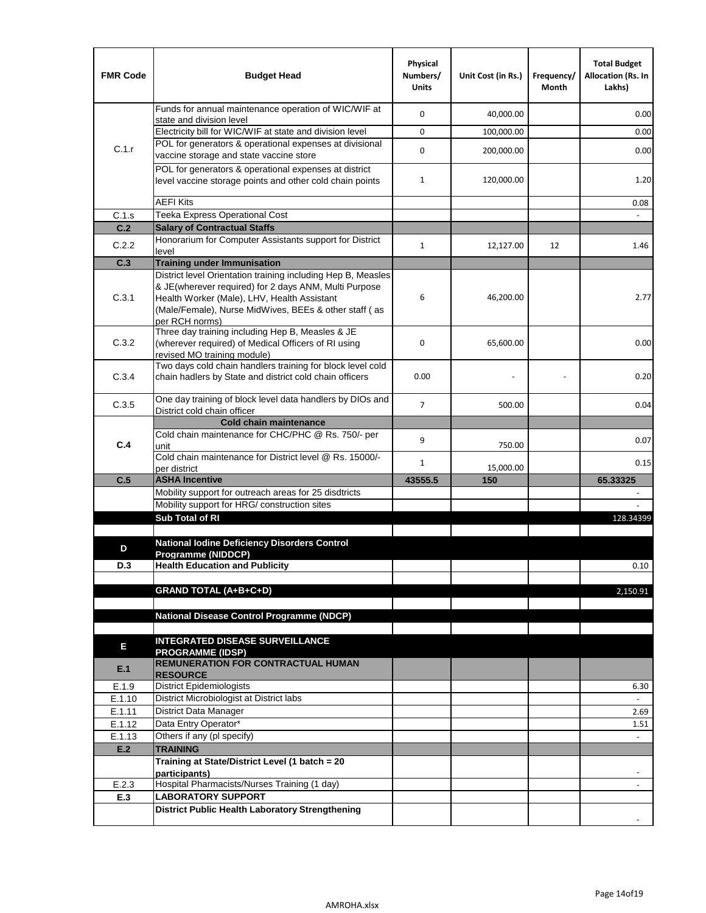| FMR Code | Budget Head | Physical Numbers/ Units | Unit Cost (in Rs.) | Frequency/ Month | Total Budget Allocation (Rs. In Lakhs) |
|---|---|---|---|---|---|
| C.1.r | Funds for annual maintenance operation of WIC/WIF at state and division level | 0 | 40,000.00 | | 0.00 |
| | Electricity bill for WIC/WIF at state and division level | 0 | 100,000.00 | | 0.00 |
| | POL for generators & operational expenses at divisional vaccine storage and state vaccine store | 0 | 200,000.00 | | 0.00 |
| | POL for generators & operational expenses at district level vaccine storage points and other cold chain points | 1 | 120,000.00 | | 1.20 |
| | AEFI Kits | | | | 0.08 |
| C.1.s | Teeka Express Operational Cost | | | | - |
| **C.2** | **Salary of Contractual Staffs** | | | | |
| C.2.2 | Honorarium for Computer Assistants support for District level | 1 | 12,127.00 | 12 | 1.46 |
| **C.3** | **Training under Immunisation** | | | | |
| C.3.1 | District level Orientation training including Hep B, Measles & JE(wherever required) for 2 days ANM, Multi Purpose Health Worker (Male), LHV, Health Assistant (Male/Female), Nurse MidWives, BEEs & other staff ( as per RCH norms) | 6 | 46,200.00 | | 2.77 |
| C.3.2 | Three day training including Hep B, Measles & JE (wherever required) of Medical Officers of RI using revised MO training module) | 0 | 65,600.00 | | 0.00 |
| C.3.4 | Two days cold chain handlers training for block level cold chain hadlers by State and district cold chain officers | 0.00 | - | - | 0.20 |
| C.3.5 | One day training of block level data handlers by DIOs and District cold chain officer | 7 | 500.00 | | 0.04 |
| **C.4** | **Cold chain maintenance** | | | | |
| | Cold chain maintenance for CHC/PHC @ Rs. 750/- per unit | 9 | 750.00 | | 0.07 |
| | Cold chain maintenance for District level @ Rs. 15000/- per district | 1 | 15,000.00 | | 0.15 |
| **C.5** | **ASHA Incentive** | **43555.5** | **150** | | **65.33325** |
| | Mobility support for outreach areas for 25 disdtricts | | | | - |
| | Mobility support for HRG/ construction sites | | | | - |
| | **Sub Total of RI** | | | | 128.34399 |
| | | | | | |
| **D** | **National Iodine Deficiency Disorders Control Programme (NIDDCP)** | | | | |
| **D.3** | **Health Education and Publicity** | | | | 0.10 |
| | | | | | |
| | **GRAND TOTAL (A+B+C+D)** | | | | 2,150.91 |
| | | | | | |
| | **National Disease Control Programme (NDCP)** | | | | |
| | | | | | |
| **E** | **INTEGRATED DISEASE SURVEILLANCE PROGRAMME (IDSP)** | | | | |
| **E.1** | **REMUNERATION FOR CONTRACTUAL HUMAN RESOURCE** | | | | |
| E.1.9 | District Epidemiologists | | | | 6.30 |
| E.1.10 | District Microbiologist at District labs | | | | - |
| E.1.11 | District Data Manager | | | | 2.69 |
| E.1.12 | Data Entry Operator* | | | | 1.51 |
| E.1.13 | Others if any (pl specify) | | | | - |
| **E.2** | **TRAINING** | | | | |
| | **Training at State/District Level (1 batch = 20 participants)** | | | | - |
| E.2.3 | Hospital Pharmacists/Nurses Training (1 day) | | | | - |
| **E.3** | **LABORATORY SUPPORT** | | | | |
| | **District Public Health Laboratory Strengthening** | | | | - |

AMROHA.xlsx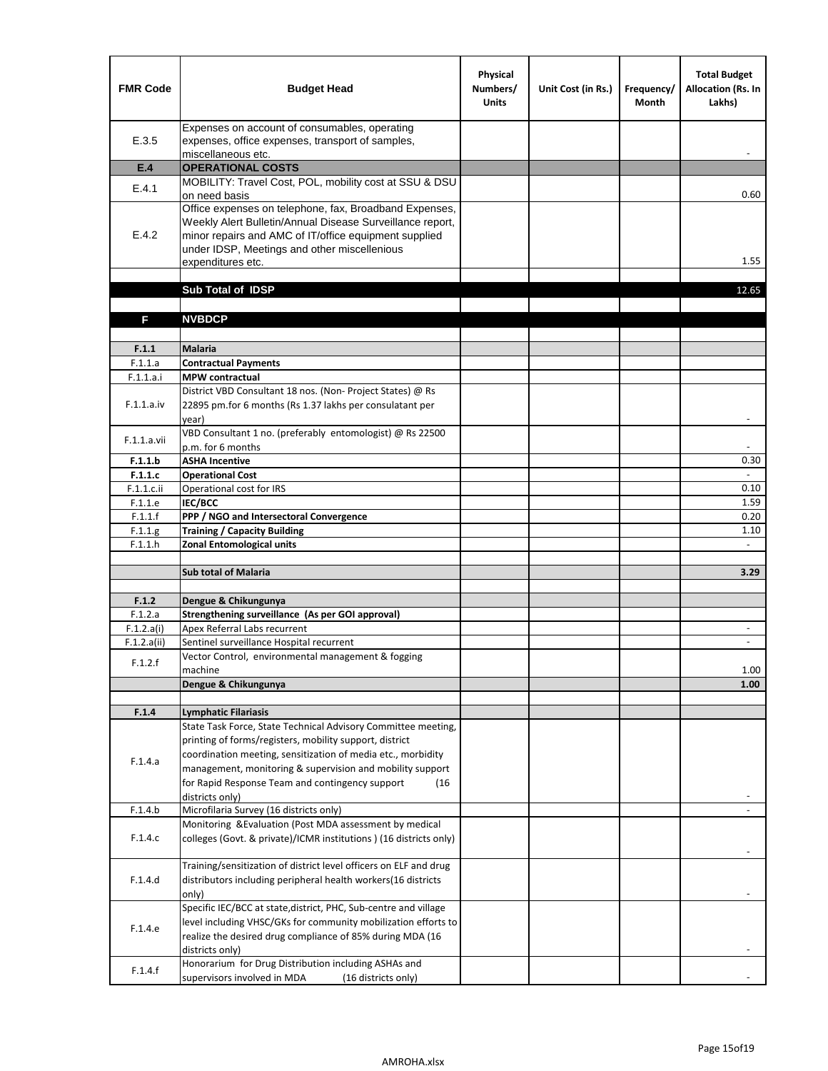| FMR Code | Budget Head | Physical Numbers/ Units | Unit Cost (in Rs.) | Frequency/ Month | Total Budget Allocation (Rs. In Lakhs) |
|---|---|---|---|---|---|
| E.3.5 | Expenses on account of consumables, operating expenses, office expenses, transport of samples, miscellaneous etc. | | | | - |
| **E.4** | **OPERATIONAL COSTS** | | | | |
| E.4.1 | MOBILITY: Travel Cost, POL, mobility cost at SSU & DSU on need basis | | | | 0.60 |
| E.4.2 | Office expenses on telephone, fax, Broadband Expenses, Weekly Alert Bulletin/Annual Disease Surveillance report, minor repairs and AMC of IT/office equipment supplied under IDSP, Meetings and other miscellenious expenditures etc. | | | | 1.55 |
| | | | | | |
| | **Sub Total of IDSP** | | | | 12.65 |
| | | | | | |
| **F** | **NVBDCP** | | | | |
| | | | | | |
| **F.1.1** | **Malaria** | | | | |
| F.1.1.a | **Contractual Payments** | | | | |
| F.1.1.a.i | **MPW contractual** | | | | |
| F.1.1.a.iv | District VBD Consultant 18 nos. (Non- Project States) @ Rs 22895 pm.for 6 months (Rs 1.37 lakhs per consulatant per year) | | | | - |
| F.1.1.a.vii | VBD Consultant 1 no. (preferably entomologist) @ Rs 22500 p.m. for 6 months | | | | - |
| **F.1.1.b** | **ASHA Incentive** | | | | 0.30 |
| **F.1.1.c** | **Operational Cost** | | | | - |
| F.1.1.c.ii | Operational cost for IRS | | | | 0.10 |
| F.1.1.e | **IEC/BCC** | | | | 1.59 |
| F.1.1.f | **PPP / NGO and Intersectoral Convergence** | | | | 0.20 |
| F.1.1.g | **Training / Capacity Building** | | | | 1.10 |
| F.1.1.h | **Zonal Entomological units** | | | | - |
| | | | | | |
| | **Sub total of Malaria** | | | | **3.29** |
| | | | | | |
| **F.1.2** | **Dengue & Chikungunya** | | | | |
| F.1.2.a | **Strengthening surveillance (As per GOI approval)** | | | | |
| F.1.2.a(i) | Apex Referral Labs recurrent | | | | - |
| F.1.2.a(ii) | Sentinel surveillance Hospital recurrent | | | | - |
| F.1.2.f | Vector Control, environmental management & fogging machine | | | | 1.00 |
| | **Dengue & Chikungunya** | | | | **1.00** |
| | | | | | |
| **F.1.4** | **Lymphatic Filariasis** | | | | |
| F.1.4.a | State Task Force, State Technical Advisory Committee meeting, printing of forms/registers, mobility support, district coordination meeting, sensitization of media etc., morbidity management, monitoring & supervision and mobility support for Rapid Response Team and contingency support (16 districts only) | | | | - |
| F.1.4.b | Microfilaria Survey (16 districts only) | | | | - |
| F.1.4.c | Monitoring &Evaluation (Post MDA assessment by medical colleges (Govt. & private)/ICMR institutions ) (16 districts only) | | | | - |
| F.1.4.d | Training/sensitization of district level officers on ELF and drug distributors including peripheral health workers(16 districts only) | | | | - |
| F.1.4.e | Specific IEC/BCC at state,district, PHC, Sub-centre and village level including VHSC/GKs for community mobilization efforts to realize the desired drug compliance of 85% during MDA (16 districts only) | | | | - |
| F.1.4.f | Honorarium for Drug Distribution including ASHAs and supervisors involved in MDA (16 districts only) | | | | - |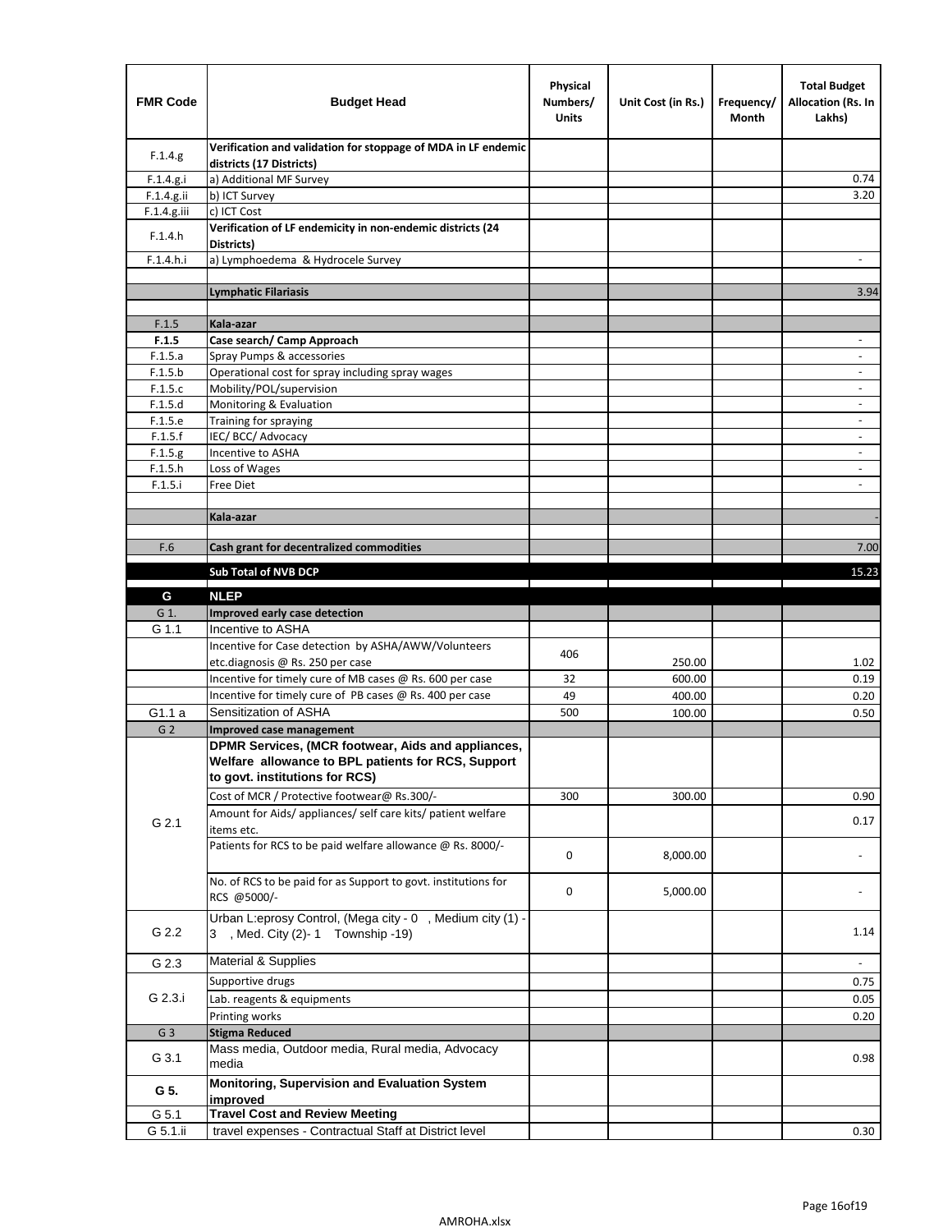| FMR Code | Budget Head | Physical Numbers/ Units | Unit Cost (in Rs.) | Frequency/ Month | Total Budget Allocation (Rs. In Lakhs) |
|---|---|---|---|---|---|
| F.1.4.g | **Verification and validation for stoppage of MDA in LF endemic districts (17 Districts)** | | | | |
| F.1.4.g.i | a) Additional MF Survey | | | | 0.74 |
| F.1.4.g.ii | b) ICT Survey | | | | 3.20 |
| F.1.4.g.iii | c) ICT Cost | | | | |
| F.1.4.h | **Verification of LF endemicity in non-endemic districts (24 Districts)** | | | | |
| F.1.4.h.i | a) Lymphoedema & Hydrocele Survey | | | | - |
| | | | | | |
| | **Lymphatic Filariasis** | | | | 3.94 |
| | | | | | |
| F.1.5 | **Kala-azar** | | | | |
| **F.1.5** | **Case search/ Camp Approach** | | | | - |
| F.1.5.a | Spray Pumps & accessories | | | | - |
| F.1.5.b | Operational cost for spray including spray wages | | | | - |
| F.1.5.c | Mobility/POL/supervision | | | | - |
| F.1.5.d | Monitoring & Evaluation | | | | - |
| F.1.5.e | Training for spraying | | | | - |
| F.1.5.f | IEC/ BCC/ Advocacy | | | | - |
| F.1.5.g | Incentive to ASHA | | | | - |
| F.1.5.h | Loss of Wages | | | | - |
| F.1.5.i | Free Diet | | | | - |
| | | | | | |
| | **Kala-azar** | | | | - |
| | | | | | |
| F.6 | **Cash grant for decentralized commodities** | | | | 7.00 |
| | **Sub Total of NVB DCP** | | | | 15.23 |
| **G** | **NLEP** | | | | |
| G 1. | **Improved early case detection** | | | | |
| G 1.1 | Incentive to ASHA | | | | |
| | Incentive for Case detection by ASHA/AWW/Volunteers etc.diagnosis @ Rs. 250 per case | 406 | 250.00 | | 1.02 |
| | Incentive for timely cure of MB cases @ Rs. 600 per case | 32 | 600.00 | | 0.19 |
| | Incentive for timely cure of PB cases @ Rs. 400 per case | 49 | 400.00 | | 0.20 |
| G1.1 a | Sensitization of ASHA | 500 | 100.00 | | 0.50 |
| G 2 | **Improved case management** | | | | |
| G 2.1 | **DPMR Services, (MCR footwear, Aids and appliances, Welfare allowance to BPL patients for RCS, Support to govt. institutions for RCS)** | | | | |
| | Cost of MCR / Protective footwear@ Rs.300/- | 300 | 300.00 | | 0.90 |
| | Amount for Aids/ appliances/ self care kits/ patient welfare items etc. | | | | 0.17 |
| | Patients for RCS to be paid welfare allowance @ Rs. 8000/- | 0 | 8,000.00 | | - |
| | No. of RCS to be paid for as Support to govt. institutions for RCS @5000/- | 0 | 5,000.00 | | - |
| G 2.2 | Urban L:eprosy Control, (Mega city - 0 , Medium city (1) - 3 , Med. City (2)- 1 Township -19) | | | | 1.14 |
| G 2.3 | Material & Supplies | | | | - |
| G 2.3.i | Supportive drugs | | | | 0.75 |
| | Lab. reagents & equipments | | | | 0.05 |
| | Printing works | | | | 0.20 |
| G 3 | **Stigma Reduced** | | | | |
| G 3.1 | Mass media, Outdoor media, Rural media, Advocacy media | | | | 0.98 |
| **G 5.** | **Monitoring, Supervision and Evaluation System improved** | | | | |
| G 5.1 | **Travel Cost and Review Meeting** | | | | |
| G 5.1.ii | travel expenses - Contractual Staff at District level | | | | 0.30 |

AMROHA.xlsx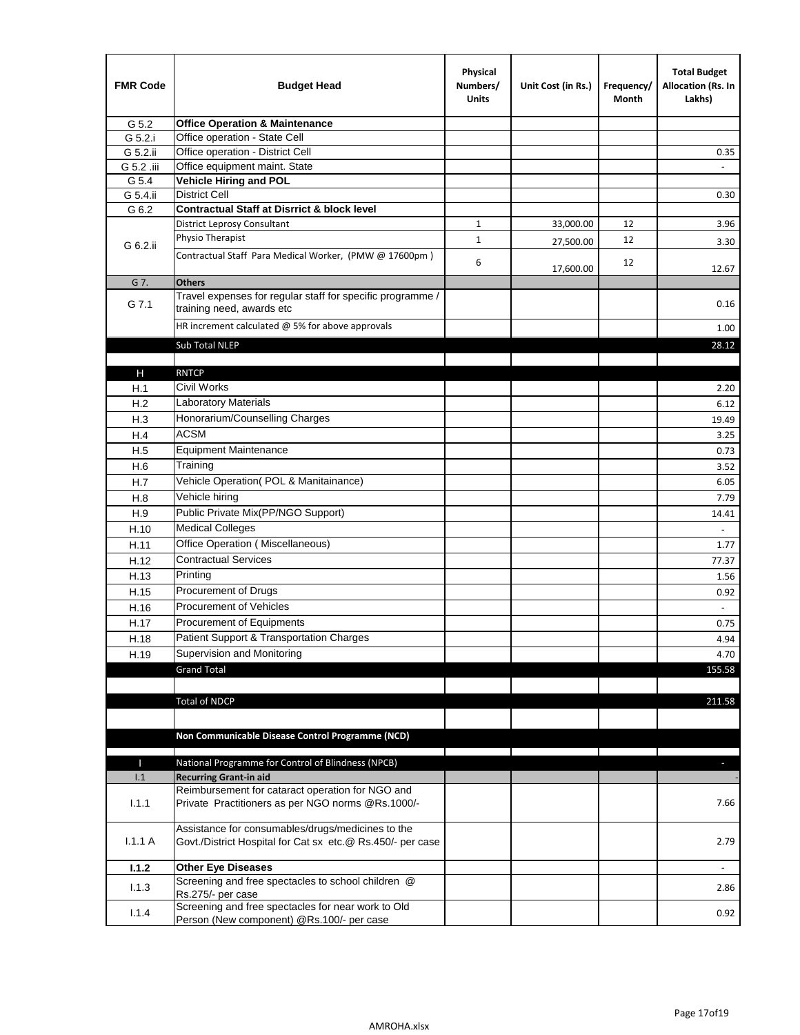| FMR Code | Budget Head | Physical Numbers/ Units | Unit Cost (in Rs.) | Frequency/ Month | Total Budget Allocation (Rs. In Lakhs) |
|---|---|---|---|---|---|
| G 5.2 | **Office Operation & Maintenance** | | | | |
| G 5.2.i | Office operation - State Cell | | | | |
| G 5.2.ii | Office operation - District Cell | | | | 0.35 |
| G 5.2 .iii | Office equipment maint. State | | | | - |
| G 5.4 | **Vehicle Hiring and POL** | | | | |
| G 5.4.ii | District Cell | | | | 0.30 |
| G 6.2 | **Contractual Staff at Disrrict & block level** | | | | |
| G 6.2.ii | District Leprosy Consultant | 1 | 33,000.00 | 12 | 3.96 |
| | Physio Therapist | 1 | 27,500.00 | 12 | 3.30 |
| | Contractual Staff Para Medical Worker, (PMW @ 17600pm ) | 6 | 17,600.00 | 12 | 12.67 |
| G 7. | **Others** | | | | |
| G 7.1 | Travel expenses for regular staff for specific programme / training need, awards etc | | | | 0.16 |
| | HR increment calculated @ 5% for above approvals | | | | 1.00 |
| | Sub Total NLEP | | | | 28.12 |
| | | | | | |
| H | RNTCP | | | | |
| H.1 | Civil Works | | | | 2.20 |
| H.2 | Laboratory Materials | | | | 6.12 |
| H.3 | Honorarium/Counselling Charges | | | | 19.49 |
| H.4 | ACSM | | | | 3.25 |
| H.5 | Equipment Maintenance | | | | 0.73 |
| H.6 | Training | | | | 3.52 |
| H.7 | Vehicle Operation( POL & Manitainance) | | | | 6.05 |
| H.8 | Vehicle hiring | | | | 7.79 |
| H.9 | Public Private Mix(PP/NGO Support) | | | | 14.41 |
| H.10 | Medical Colleges | | | | - |
| H.11 | Office Operation ( Miscellaneous) | | | | 1.77 |
| H.12 | Contractual Services | | | | 77.37 |
| H.13 | Printing | | | | 1.56 |
| H.15 | Procurement of Drugs | | | | 0.92 |
| H.16 | Procurement of Vehicles | | | | - |
| H.17 | Procurement of Equipments | | | | 0.75 |
| H.18 | Patient Support & Transportation Charges | | | | 4.94 |
| H.19 | Supervision and Monitoring | | | | 4.70 |
| | Grand Total | | | | 155.58 |
| | | | | | |
| | Total of NDCP | | | | 211.58 |
| | | | | | |
| | **Non Communicable Disease Control Programme (NCD)** | | | | |
| | | | | | |
| I | National Programme for Control of Blindness (NPCB) | | | | - |
| I.1 | **Recurring Grant-in aid** | | | | - |
| I.1.1 | Reimbursement for cataract operation for NGO and Private Practitioners as per NGO norms @Rs.1000/- | | | | 7.66 |
| I.1.1 A | Assistance for consumables/drugs/medicines to the Govt./District Hospital for Cat sx etc.@ Rs.450/- per case | | | | 2.79 |
| **I.1.2** | **Other Eye Diseases** | | | | - |
| I.1.3 | Screening and free spectacles to school children @ Rs.275/- per case | | | | 2.86 |
| I.1.4 | Screening and free spectacles for near work to Old Person (New component) @Rs.100/- per case | | | | 0.92 |

AMROHA.xlsx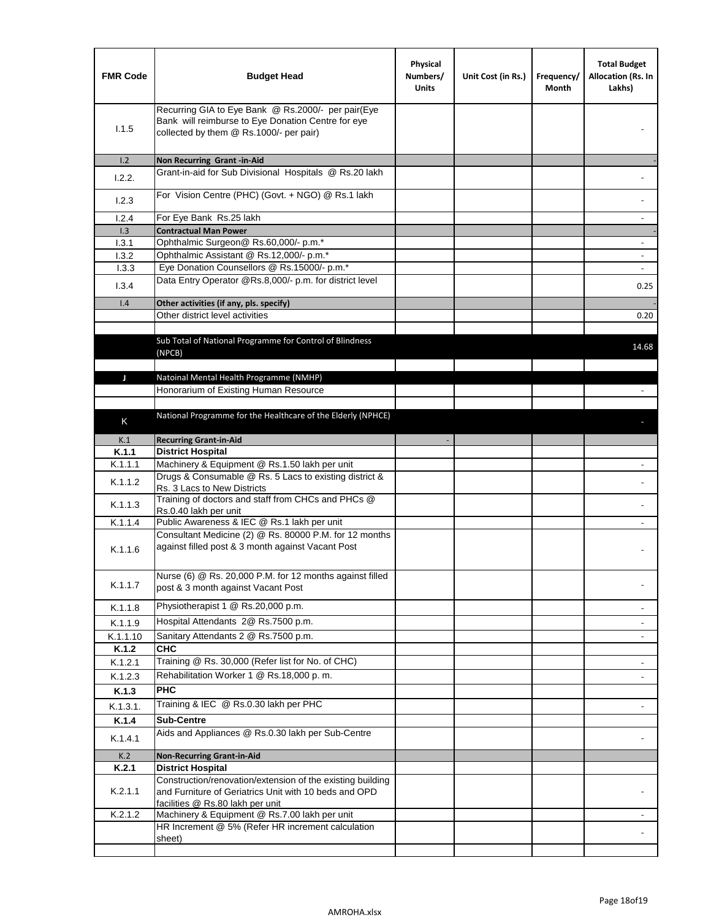| FMR Code | Budget Head | Physical Numbers/ Units | Unit Cost (in Rs.) | Frequency/ Month | Total Budget Allocation (Rs. In Lakhs) |
|---|---|---|---|---|---|
| I.1.5 | Recurring GIA to Eye Bank @ Rs.2000/- per pair(Eye Bank will reimburse to Eye Donation Centre for eye collected by them @ Rs.1000/- per pair) | | | | - |
| I.2 | **Non Recurring Grant -in-Aid** | | | | - |
| I.2.2. | Grant-in-aid for Sub Divisional Hospitals @ Rs.20 lakh | | | | - |
| I.2.3 | For Vision Centre (PHC) (Govt. + NGO) @ Rs.1 lakh | | | | - |
| I.2.4 | For Eye Bank Rs.25 lakh | | | | - |
| I.3 | **Contractual Man Power** | | | | - |
| I.3.1 | Ophthalmic Surgeon@ Rs.60,000/- p.m.* | | | | - |
| I.3.2 | Ophthalmic Assistant @ Rs.12,000/- p.m.* | | | | - |
| I.3.3 | Eye Donation Counsellors @ Rs.15000/- p.m.* | | | | - |
| I.3.4 | Data Entry Operator @Rs.8,000/- p.m. for district level | | | | 0.25 |
| I.4 | **Other activities (if any, pls. specify)** | | | | - |
| | Other district level activities | | | | 0.20 |
| | | | | | |
| | Sub Total of National Programme for Control of Blindness (NPCB) | | | | 14.68 |
| | | | | | |
| J | Natoinal Mental Health Programme (NMHP) | | | | |
| | Honorarium of Existing Human Resource | | | | - |
| | | | | | |
| K | National Programme for the Healthcare of the Elderly (NPHCE) | | | | - |
| K.1 | **Recurring Grant-in-Aid** | - | | | |
| **K.1.1** | **District Hospital** | | | | |
| K.1.1.1 | Machinery & Equipment @ Rs.1.50 lakh per unit | | | | - |
| K.1.1.2 | Drugs & Consumable @ Rs. 5 Lacs to existing district & Rs. 3 Lacs to New Districts | | | | - |
| K.1.1.3 | Training of doctors and staff from CHCs and PHCs @ Rs.0.40 lakh per unit | | | | - |
| K.1.1.4 | Public Awareness & IEC @ Rs.1 lakh per unit | | | | - |
| K.1.1.6 | Consultant Medicine (2) @ Rs. 80000 P.M. for 12 months against filled post & 3 month against Vacant Post | | | | - |
| K.1.1.7 | Nurse (6) @ Rs. 20,000 P.M. for 12 months against filled post & 3 month against Vacant Post | | | | - |
| K.1.1.8 | Physiotherapist 1 @ Rs.20,000 p.m. | | | | - |
| K.1.1.9 | Hospital Attendants 2@ Rs.7500 p.m. | | | | - |
| K.1.1.10 | Sanitary Attendants 2 @ Rs.7500 p.m. | | | | - |
| **K.1.2** | **CHC** | | | | |
| K.1.2.1 | Training @ Rs. 30,000 (Refer list for No. of CHC) | | | | - |
| K.1.2.3 | Rehabilitation Worker 1 @ Rs.18,000 p. m. | | | | - |
| **K.1.3** | **PHC** | | | | |
| K.1.3.1. | Training & IEC @ Rs.0.30 lakh per PHC | | | | - |
| **K.1.4** | **Sub-Centre** | | | | |
| K.1.4.1 | Aids and Appliances @ Rs.0.30 lakh per Sub-Centre | | | | - |
| K.2 | **Non-Recurring Grant-in-Aid** | | | | |
| **K.2.1** | **District Hospital** | | | | |
| K.2.1.1 | Construction/renovation/extension of the existing building and Furniture of Geriatrics Unit with 10 beds and OPD facilities @ Rs.80 lakh per unit | | | | - |
| K.2.1.2 | Machinery & Equipment @ Rs.7.00 lakh per unit | | | | - |
| | HR Increment @ 5% (Refer HR increment calculation sheet) | | | | - |
| | | | | | |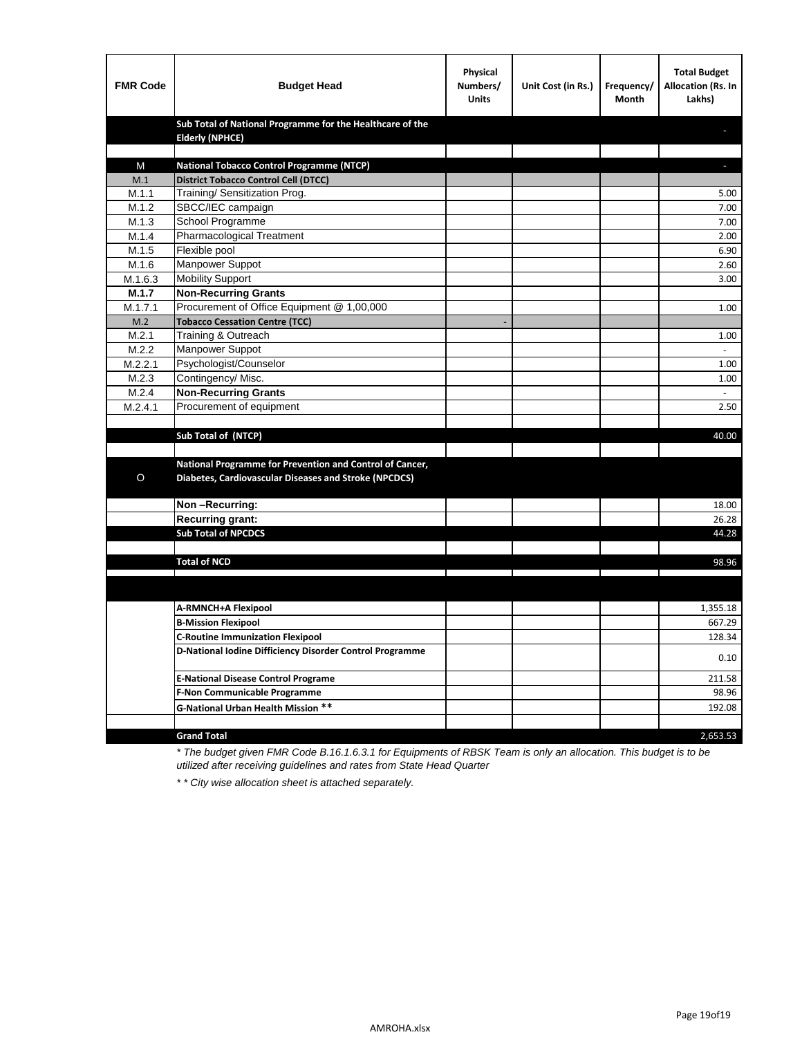| FMR Code | Budget Head | Physical Numbers/ Units | Unit Cost (in Rs.) | Frequency/ Month | Total Budget Allocation (Rs. In Lakhs) |
|---|---|---|---|---|---|
| | **Sub Total of National Programme for the Healthcare of the Elderly (NPHCE)** | | | | - |
| | | | | | |
| M | **National Tobacco Control Programme (NTCP)** | | | | - |
| M.1 | **District Tobacco Control Cell (DTCC)** | | | | |
| M.1.1 | Training/ Sensitization Prog. | | | | 5.00 |
| M.1.2 | SBCC/IEC campaign | | | | 7.00 |
| M.1.3 | School Programme | | | | 7.00 |
| M.1.4 | Pharmacological Treatment | | | | 2.00 |
| M.1.5 | Flexible pool | | | | 6.90 |
| M.1.6 | Manpower Suppot | | | | 2.60 |
| M.1.6.3 | Mobility Support | | | | 3.00 |
| **M.1.7** | **Non-Recurring Grants** | | | | |
| M.1.7.1 | Procurement of Office Equipment @ 1,00,000 | | | | 1.00 |
| M.2 | **Tobacco Cessation Centre (TCC)** | - | | | |
| M.2.1 | Training & Outreach | | | | 1.00 |
| M.2.2 | Manpower Suppot | | | | - |
| M.2.2.1 | Psychologist/Counselor | | | | 1.00 |
| M.2.3 | Contingency/ Misc. | | | | 1.00 |
| M.2.4 | **Non-Recurring Grants** | | | | - |
| M.2.4.1 | Procurement of equipment | | | | 2.50 |
| | | | | | |
| | **Sub Total of (NTCP)** | | | | 40.00 |
| | | | | | |
| O | **National Programme for Prevention and Control of Cancer, Diabetes, Cardiovascular Diseases and Stroke (NPCDCS)** | | | | |
| | **Non –Recurring:** | | | | 18.00 |
| | **Recurring grant:** | | | | 26.28 |
| | **Sub Total of NPCDCS** | | | | 44.28 |
| | | | | | |
| | **Total of NCD** | | | | 98.96 |
| | | | | | |
| | **A-RMNCH+A Flexipool** | | | | 1,355.18 |
| | **B-Mission Flexipool** | | | | 667.29 |
| | **C-Routine Immunization Flexipool** | | | | 128.34 |
| | **D-National Iodine Difficiency Disorder Control Programme** | | | | 0.10 |
| | **E-National Disease Control Programe** | | | | 211.58 |
| | **F-Non Communicable Programme** | | | | 98.96 |
| | **G-National Urban Health Mission \*\*** | | | | 192.08 |
| | | | | | |
| | **Grand Total** | | | | 2,653.53 |

*\* The budget given FMR Code B.16.1.6.3.1 for Equipments of RBSK Team is only an allocation. This budget is to be utilized after receiving guidelines and rates from State Head Quarter*

*\* \* City wise allocation sheet is attached separately.*